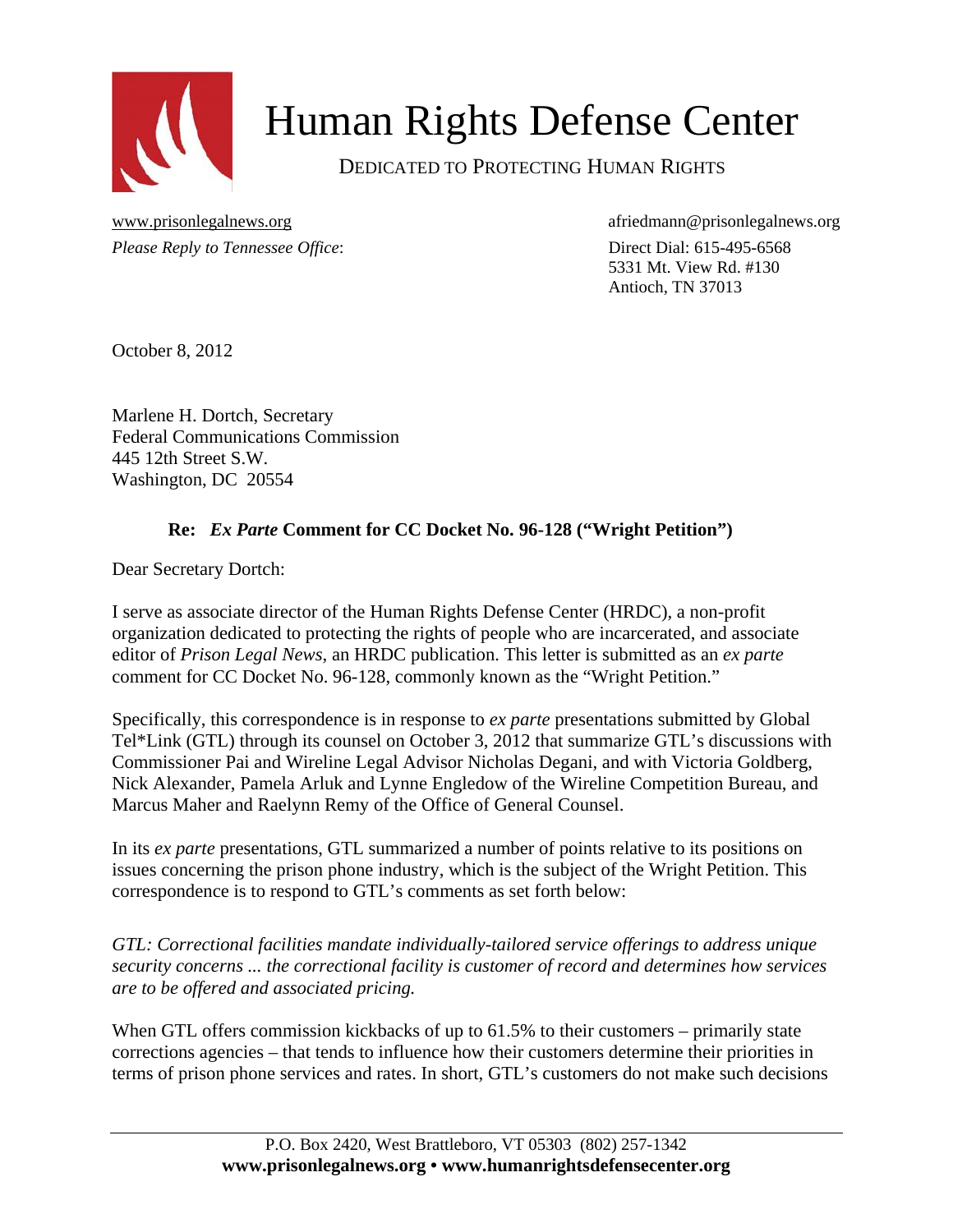# Human Rights Defense Center

DEDICATED TO PROTECTING HUMAN RIGHTS

www.prisonlegalnews.org
*Please Reply to Tennessee Office*:

afriedmann@prisonlegalnews.org
Direct Dial: 615-495-6568
5331 Mt. View Rd. #130
Antioch, TN 37013

October 8, 2012

Marlene H. Dortch, Secretary
Federal Communications Commission
445 12th Street S.W.
Washington, DC 20554

**Re: *Ex Parte* Comment for CC Docket No. 96-128 ("Wright Petition")**

Dear Secretary Dortch:

I serve as associate director of the Human Rights Defense Center (HRDC), a non-profit organization dedicated to protecting the rights of people who are incarcerated, and associate editor of *Prison Legal News*, an HRDC publication. This letter is submitted as an *ex parte* comment for CC Docket No. 96-128, commonly known as the "Wright Petition."

Specifically, this correspondence is in response to *ex parte* presentations submitted by Global Tel*Link (GTL) through its counsel on October 3, 2012 that summarize GTL's discussions with Commissioner Pai and Wireline Legal Advisor Nicholas Degani, and with Victoria Goldberg, Nick Alexander, Pamela Arluk and Lynne Engledow of the Wireline Competition Bureau, and Marcus Maher and Raelynn Remy of the Office of General Counsel.

In its *ex parte* presentations, GTL summarized a number of points relative to its positions on issues concerning the prison phone industry, which is the subject of the Wright Petition. This correspondence is to respond to GTL's comments as set forth below:

*GTL: Correctional facilities mandate individually-tailored service offerings to address unique security concerns ... the correctional facility is customer of record and determines how services are to be offered and associated pricing.*

When GTL offers commission kickbacks of up to 61.5% to their customers – primarily state corrections agencies – that tends to influence how their customers determine their priorities in terms of prison phone services and rates. In short, GTL's customers do not make such decisions

P.O. Box 2420, West Brattleboro, VT 05303 (802) 257-1342
**www.prisonlegalnews.org • www.humanrightsdefensecenter.org**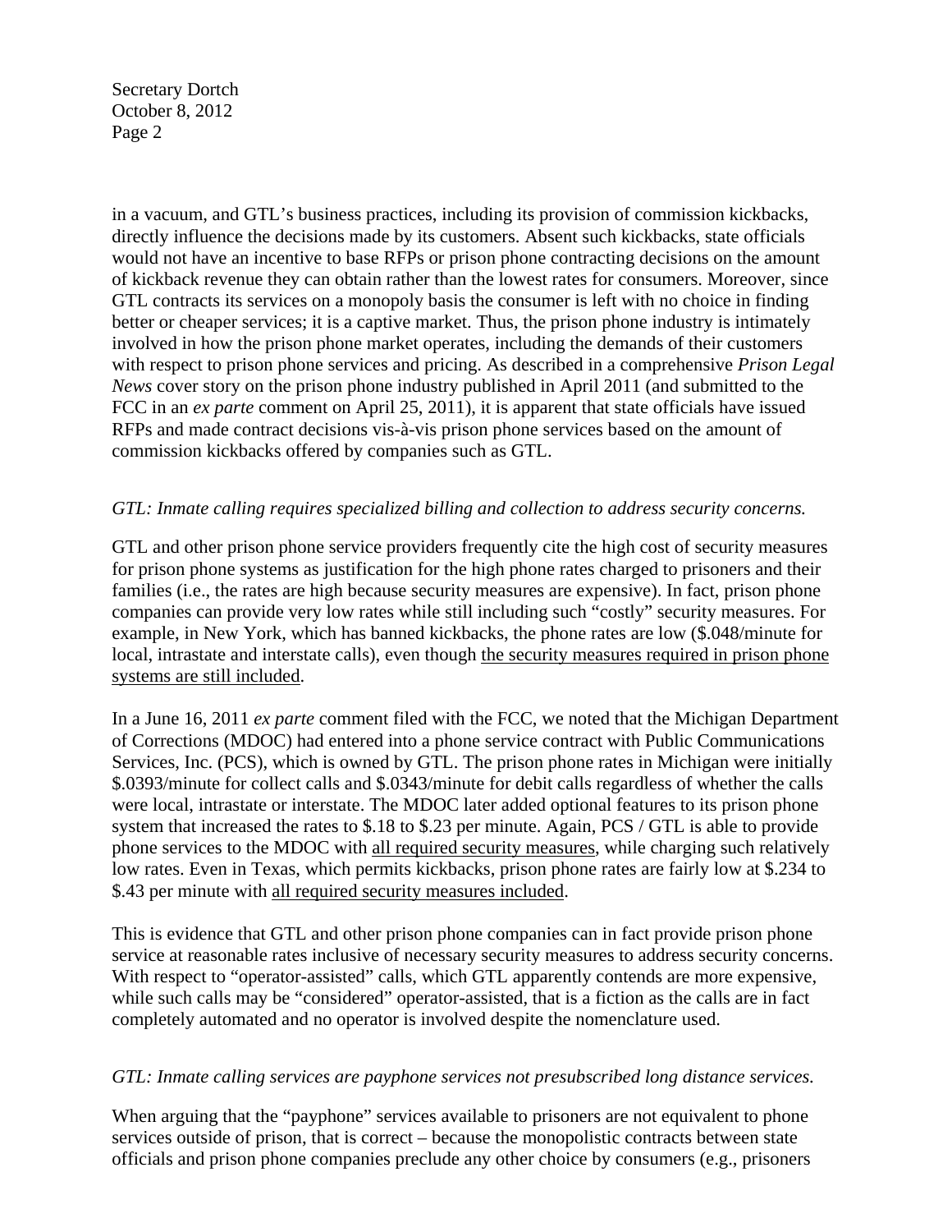in a vacuum, and GTL's business practices, including its provision of commission kickbacks, directly influence the decisions made by its customers. Absent such kickbacks, state officials would not have an incentive to base RFPs or prison phone contracting decisions on the amount of kickback revenue they can obtain rather than the lowest rates for consumers. Moreover, since GTL contracts its services on a monopoly basis the consumer is left with no choice in finding better or cheaper services; it is a captive market. Thus, the prison phone industry is intimately involved in how the prison phone market operates, including the demands of their customers with respect to prison phone services and pricing. As described in a comprehensive *Prison Legal News* cover story on the prison phone industry published in April 2011 (and submitted to the FCC in an *ex parte* comment on April 25, 2011), it is apparent that state officials have issued RFPs and made contract decisions vis-à-vis prison phone services based on the amount of commission kickbacks offered by companies such as GTL.

*GTL: Inmate calling requires specialized billing and collection to address security concerns.*

GTL and other prison phone service providers frequently cite the high cost of security measures for prison phone systems as justification for the high phone rates charged to prisoners and their families (i.e., the rates are high because security measures are expensive). In fact, prison phone companies can provide very low rates while still including such "costly" security measures. For example, in New York, which has banned kickbacks, the phone rates are low ($.048/minute for local, intrastate and interstate calls), even though <u>the security measures required in prison phone systems are still included</u>.

In a June 16, 2011 *ex parte* comment filed with the FCC, we noted that the Michigan Department of Corrections (MDOC) had entered into a phone service contract with Public Communications Services, Inc. (PCS), which is owned by GTL. The prison phone rates in Michigan were initially $.0393/minute for collect calls and $.0343/minute for debit calls regardless of whether the calls were local, intrastate or interstate. The MDOC later added optional features to its prison phone system that increased the rates to $.18 to $.23 per minute. Again, PCS / GTL is able to provide phone services to the MDOC with <u>all required security measures</u>, while charging such relatively low rates. Even in Texas, which permits kickbacks, prison phone rates are fairly low at $.234 to $.43 per minute with <u>all required security measures included</u>.

This is evidence that GTL and other prison phone companies can in fact provide prison phone service at reasonable rates inclusive of necessary security measures to address security concerns. With respect to "operator-assisted" calls, which GTL apparently contends are more expensive, while such calls may be "considered" operator-assisted, that is a fiction as the calls are in fact completely automated and no operator is involved despite the nomenclature used.

*GTL: Inmate calling services are payphone services not presubscribed long distance services.*

When arguing that the "payphone" services available to prisoners are not equivalent to phone services outside of prison, that is correct – because the monopolistic contracts between state officials and prison phone companies preclude any other choice by consumers (e.g., prisoners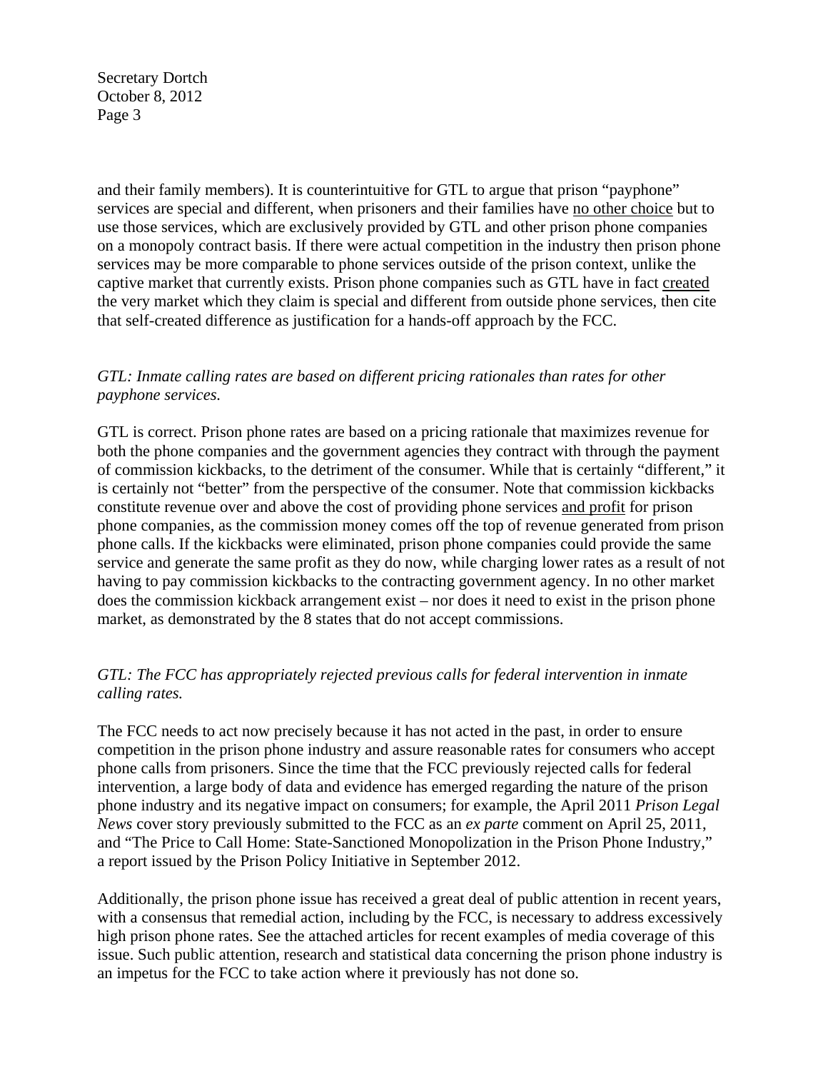and their family members). It is counterintuitive for GTL to argue that prison "payphone" services are special and different, when prisoners and their families have <u>no other choice</u> but to use those services, which are exclusively provided by GTL and other prison phone companies on a monopoly contract basis. If there were actual competition in the industry then prison phone services may be more comparable to phone services outside of the prison context, unlike the captive market that currently exists. Prison phone companies such as GTL have in fact <u>created</u> the very market which they claim is special and different from outside phone services, then cite that self-created difference as justification for a hands-off approach by the FCC.

*GTL: Inmate calling rates are based on different pricing rationales than rates for other payphone services.*

GTL is correct. Prison phone rates are based on a pricing rationale that maximizes revenue for both the phone companies and the government agencies they contract with through the payment of commission kickbacks, to the detriment of the consumer. While that is certainly "different," it is certainly not "better" from the perspective of the consumer. Note that commission kickbacks constitute revenue over and above the cost of providing phone services <u>and profit</u> for prison phone companies, as the commission money comes off the top of revenue generated from prison phone calls. If the kickbacks were eliminated, prison phone companies could provide the same service and generate the same profit as they do now, while charging lower rates as a result of not having to pay commission kickbacks to the contracting government agency. In no other market does the commission kickback arrangement exist – nor does it need to exist in the prison phone market, as demonstrated by the 8 states that do not accept commissions.

*GTL: The FCC has appropriately rejected previous calls for federal intervention in inmate calling rates.*

The FCC needs to act now precisely because it has not acted in the past, in order to ensure competition in the prison phone industry and assure reasonable rates for consumers who accept phone calls from prisoners. Since the time that the FCC previously rejected calls for federal intervention, a large body of data and evidence has emerged regarding the nature of the prison phone industry and its negative impact on consumers; for example, the April 2011 *Prison Legal News* cover story previously submitted to the FCC as an *ex parte* comment on April 25, 2011, and "The Price to Call Home: State-Sanctioned Monopolization in the Prison Phone Industry," a report issued by the Prison Policy Initiative in September 2012.

Additionally, the prison phone issue has received a great deal of public attention in recent years, with a consensus that remedial action, including by the FCC, is necessary to address excessively high prison phone rates. See the attached articles for recent examples of media coverage of this issue. Such public attention, research and statistical data concerning the prison phone industry is an impetus for the FCC to take action where it previously has not done so.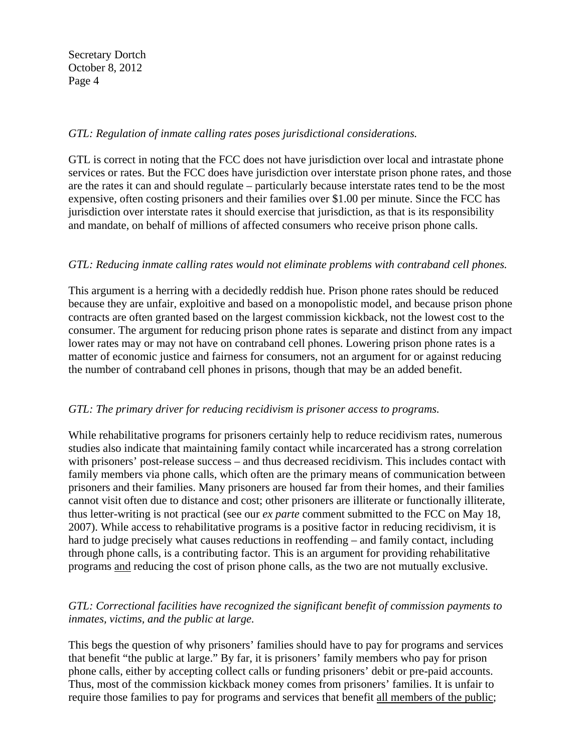*GTL: Regulation of inmate calling rates poses jurisdictional considerations.*

GTL is correct in noting that the FCC does not have jurisdiction over local and intrastate phone services or rates. But the FCC does have jurisdiction over interstate prison phone rates, and those are the rates it can and should regulate – particularly because interstate rates tend to be the most expensive, often costing prisoners and their families over $1.00 per minute. Since the FCC has jurisdiction over interstate rates it should exercise that jurisdiction, as that is its responsibility and mandate, on behalf of millions of affected consumers who receive prison phone calls.

*GTL: Reducing inmate calling rates would not eliminate problems with contraband cell phones.*

This argument is a herring with a decidedly reddish hue. Prison phone rates should be reduced because they are unfair, exploitive and based on a monopolistic model, and because prison phone contracts are often granted based on the largest commission kickback, not the lowest cost to the consumer. The argument for reducing prison phone rates is separate and distinct from any impact lower rates may or may not have on contraband cell phones. Lowering prison phone rates is a matter of economic justice and fairness for consumers, not an argument for or against reducing the number of contraband cell phones in prisons, though that may be an added benefit.

*GTL: The primary driver for reducing recidivism is prisoner access to programs.*

While rehabilitative programs for prisoners certainly help to reduce recidivism rates, numerous studies also indicate that maintaining family contact while incarcerated has a strong correlation with prisoners' post-release success – and thus decreased recidivism. This includes contact with family members via phone calls, which often are the primary means of communication between prisoners and their families. Many prisoners are housed far from their homes, and their families cannot visit often due to distance and cost; other prisoners are illiterate or functionally illiterate, thus letter-writing is not practical (see our *ex parte* comment submitted to the FCC on May 18, 2007). While access to rehabilitative programs is a positive factor in reducing recidivism, it is hard to judge precisely what causes reductions in reoffending – and family contact, including through phone calls, is a contributing factor. This is an argument for providing rehabilitative programs <u>and</u> reducing the cost of prison phone calls, as the two are not mutually exclusive.

*GTL: Correctional facilities have recognized the significant benefit of commission payments to inmates, victims, and the public at large.*

This begs the question of why prisoners' families should have to pay for programs and services that benefit "the public at large." By far, it is prisoners' family members who pay for prison phone calls, either by accepting collect calls or funding prisoners' debit or pre-paid accounts. Thus, most of the commission kickback money comes from prisoners' families. It is unfair to require those families to pay for programs and services that benefit <u>all members of the public</u>;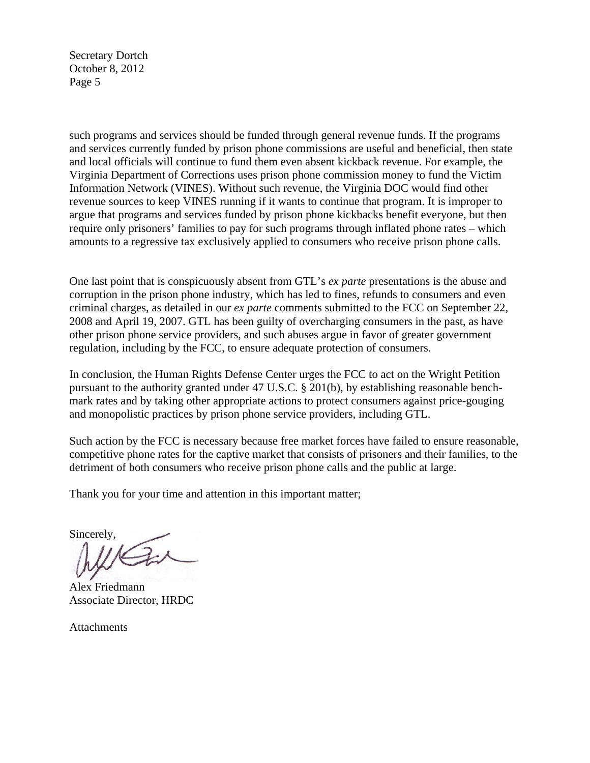such programs and services should be funded through general revenue funds. If the programs and services currently funded by prison phone commissions are useful and beneficial, then state and local officials will continue to fund them even absent kickback revenue. For example, the Virginia Department of Corrections uses prison phone commission money to fund the Victim Information Network (VINES). Without such revenue, the Virginia DOC would find other revenue sources to keep VINES running if it wants to continue that program. It is improper to argue that programs and services funded by prison phone kickbacks benefit everyone, but then require only prisoners' families to pay for such programs through inflated phone rates – which amounts to a regressive tax exclusively applied to consumers who receive prison phone calls.

One last point that is conspicuously absent from GTL's *ex parte* presentations is the abuse and corruption in the prison phone industry, which has led to fines, refunds to consumers and even criminal charges, as detailed in our *ex parte* comments submitted to the FCC on September 22, 2008 and April 19, 2007. GTL has been guilty of overcharging consumers in the past, as have other prison phone service providers, and such abuses argue in favor of greater government regulation, including by the FCC, to ensure adequate protection of consumers.

In conclusion, the Human Rights Defense Center urges the FCC to act on the Wright Petition pursuant to the authority granted under 47 U.S.C. § 201(b), by establishing reasonable benchmark rates and by taking other appropriate actions to protect consumers against price-gouging and monopolistic practices by prison phone service providers, including GTL.

Such action by the FCC is necessary because free market forces have failed to ensure reasonable, competitive phone rates for the captive market that consists of prisoners and their families, to the detriment of both consumers who receive prison phone calls and the public at large.

Thank you for your time and attention in this important matter;

Sincerely,

Alex Friedmann
Associate Director, HRDC

Attachments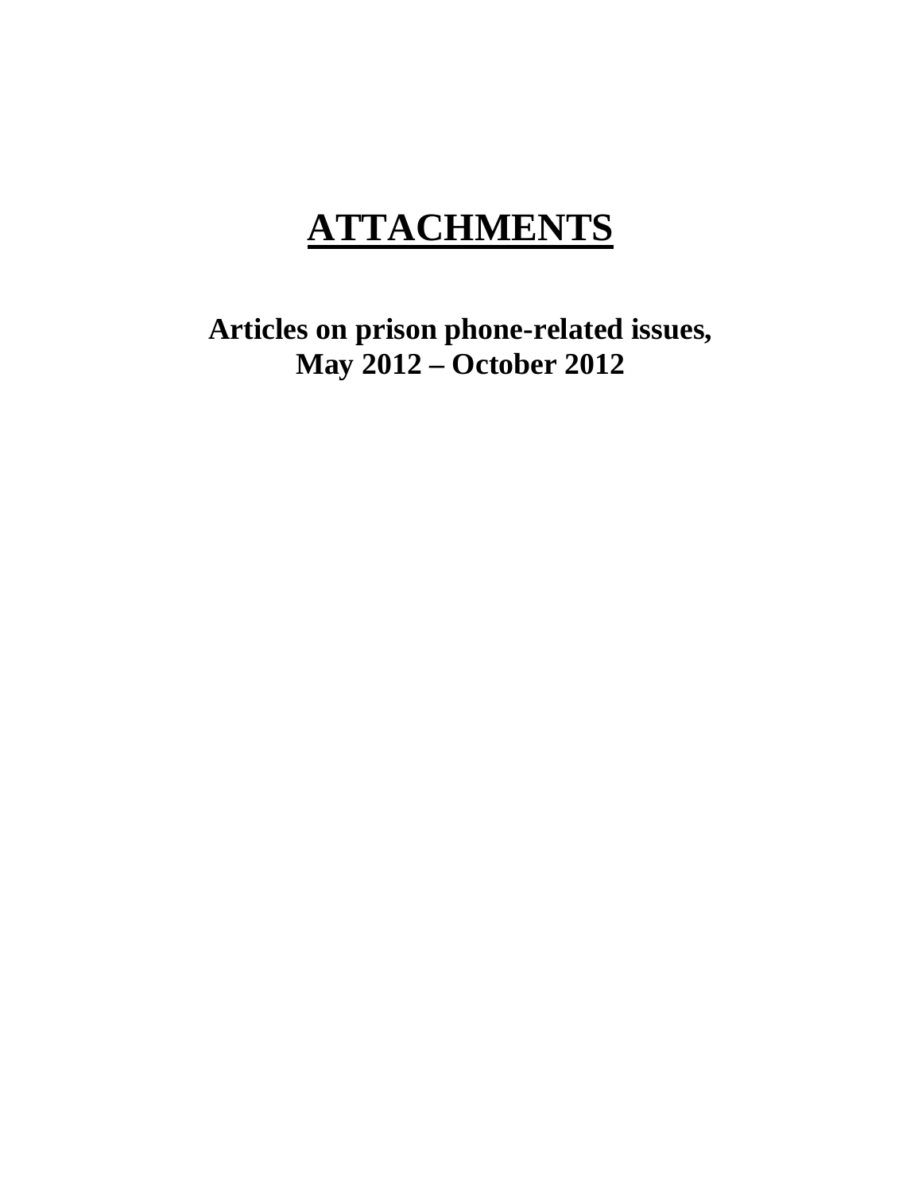# **ATTACHMENTS**

**Articles on prison phone-related issues, May 2012 – October 2012**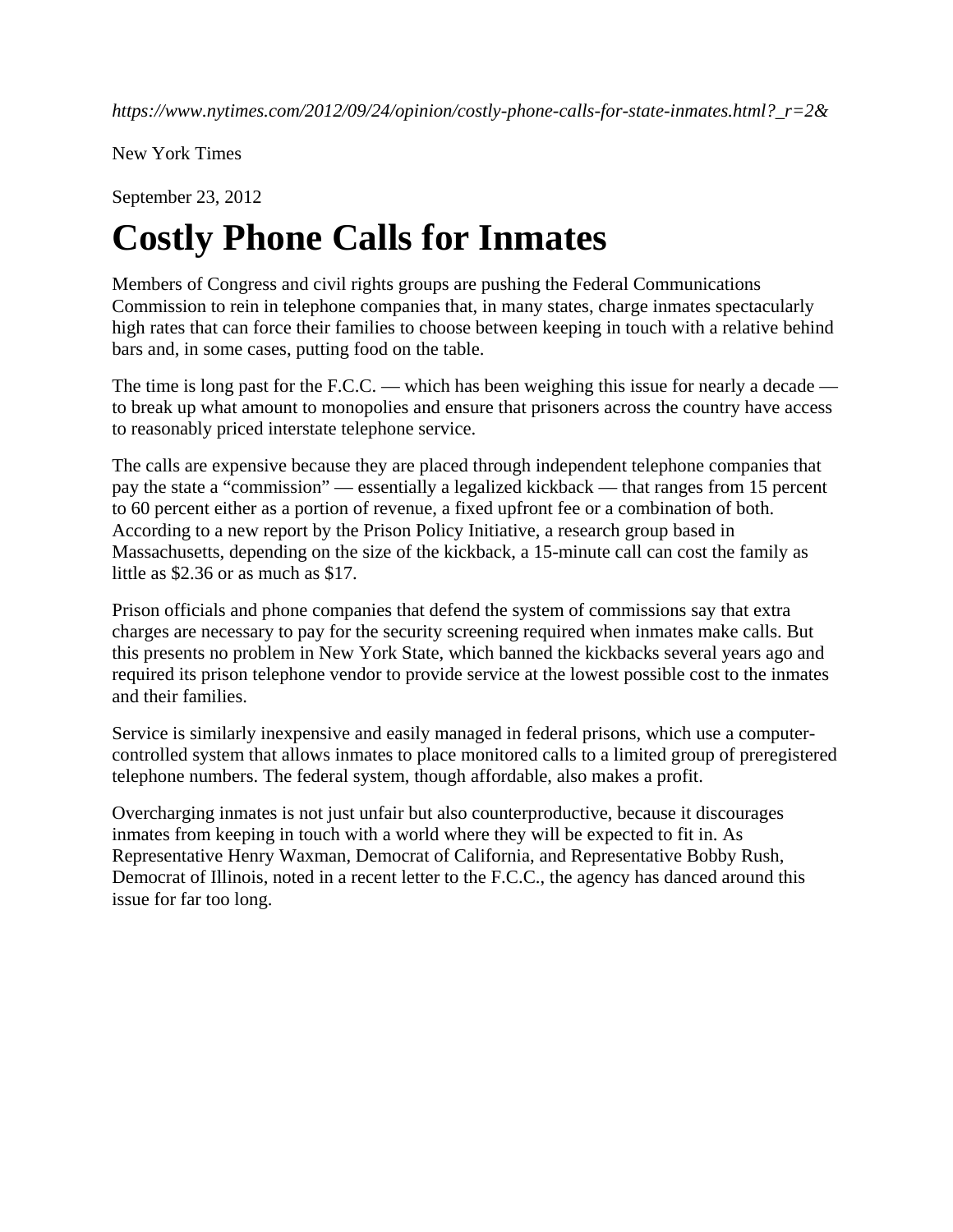*https://www.nytimes.com/2012/09/24/opinion/costly-phone-calls-for-state-inmates.html?_r=2&*

New York Times

September 23, 2012

# Costly Phone Calls for Inmates

Members of Congress and civil rights groups are pushing the Federal Communications Commission to rein in telephone companies that, in many states, charge inmates spectacularly high rates that can force their families to choose between keeping in touch with a relative behind bars and, in some cases, putting food on the table.

The time is long past for the F.C.C. — which has been weighing this issue for nearly a decade — to break up what amount to monopolies and ensure that prisoners across the country have access to reasonably priced interstate telephone service.

The calls are expensive because they are placed through independent telephone companies that pay the state a "commission" — essentially a legalized kickback — that ranges from 15 percent to 60 percent either as a portion of revenue, a fixed upfront fee or a combination of both. According to a new report by the Prison Policy Initiative, a research group based in Massachusetts, depending on the size of the kickback, a 15-minute call can cost the family as little as $2.36 or as much as $17.

Prison officials and phone companies that defend the system of commissions say that extra charges are necessary to pay for the security screening required when inmates make calls. But this presents no problem in New York State, which banned the kickbacks several years ago and required its prison telephone vendor to provide service at the lowest possible cost to the inmates and their families.

Service is similarly inexpensive and easily managed in federal prisons, which use a computer-controlled system that allows inmates to place monitored calls to a limited group of preregistered telephone numbers. The federal system, though affordable, also makes a profit.

Overcharging inmates is not just unfair but also counterproductive, because it discourages inmates from keeping in touch with a world where they will be expected to fit in. As Representative Henry Waxman, Democrat of California, and Representative Bobby Rush, Democrat of Illinois, noted in a recent letter to the F.C.C., the agency has danced around this issue for far too long.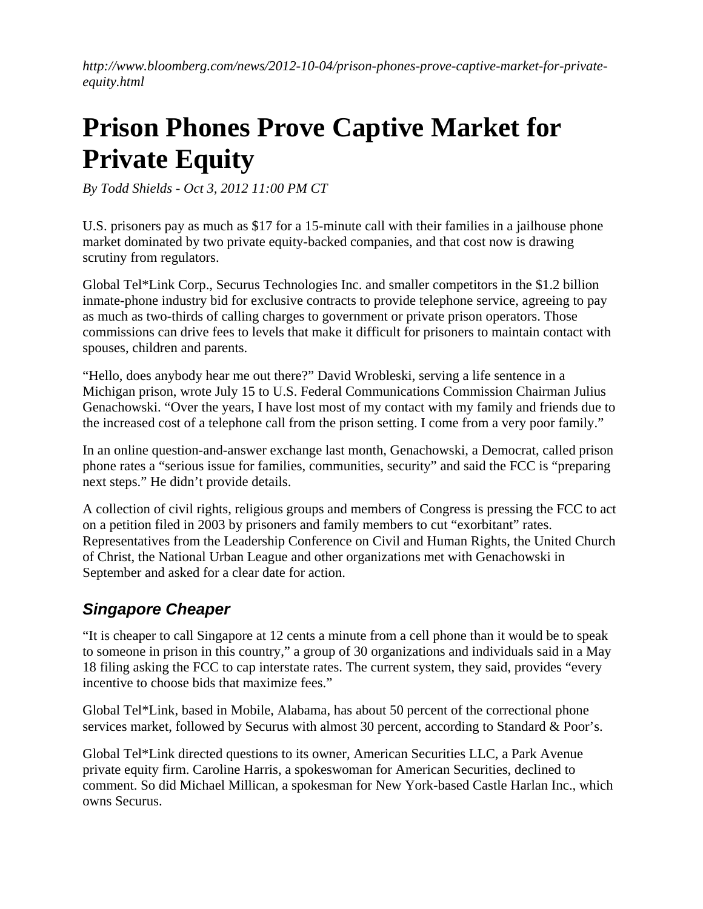*http://www.bloomberg.com/news/2012-10-04/prison-phones-prove-captive-market-for-private-equity.html*

# Prison Phones Prove Captive Market for Private Equity

*By Todd Shields - Oct 3, 2012 11:00 PM CT*

U.S. prisoners pay as much as $17 for a 15-minute call with their families in a jailhouse phone market dominated by two private equity-backed companies, and that cost now is drawing scrutiny from regulators.

Global Tel*Link Corp., Securus Technologies Inc. and smaller competitors in the $1.2 billion inmate-phone industry bid for exclusive contracts to provide telephone service, agreeing to pay as much as two-thirds of calling charges to government or private prison operators. Those commissions can drive fees to levels that make it difficult for prisoners to maintain contact with spouses, children and parents.

"Hello, does anybody hear me out there?" David Wrobleski, serving a life sentence in a Michigan prison, wrote July 15 to U.S. Federal Communications Commission Chairman Julius Genachowski. "Over the years, I have lost most of my contact with my family and friends due to the increased cost of a telephone call from the prison setting. I come from a very poor family."

In an online question-and-answer exchange last month, Genachowski, a Democrat, called prison phone rates a "serious issue for families, communities, security" and said the FCC is "preparing next steps." He didn't provide details.

A collection of civil rights, religious groups and members of Congress is pressing the FCC to act on a petition filed in 2003 by prisoners and family members to cut "exorbitant" rates. Representatives from the Leadership Conference on Civil and Human Rights, the United Church of Christ, the National Urban League and other organizations met with Genachowski in September and asked for a clear date for action.

## *Singapore Cheaper*

"It is cheaper to call Singapore at 12 cents a minute from a cell phone than it would be to speak to someone in prison in this country," a group of 30 organizations and individuals said in a May 18 filing asking the FCC to cap interstate rates. The current system, they said, provides "every incentive to choose bids that maximize fees."

Global Tel*Link, based in Mobile, Alabama, has about 50 percent of the correctional phone services market, followed by Securus with almost 30 percent, according to Standard & Poor's.

Global Tel*Link directed questions to its owner, American Securities LLC, a Park Avenue private equity firm. Caroline Harris, a spokeswoman for American Securities, declined to comment. So did Michael Millican, a spokesman for New York-based Castle Harlan Inc., which owns Securus.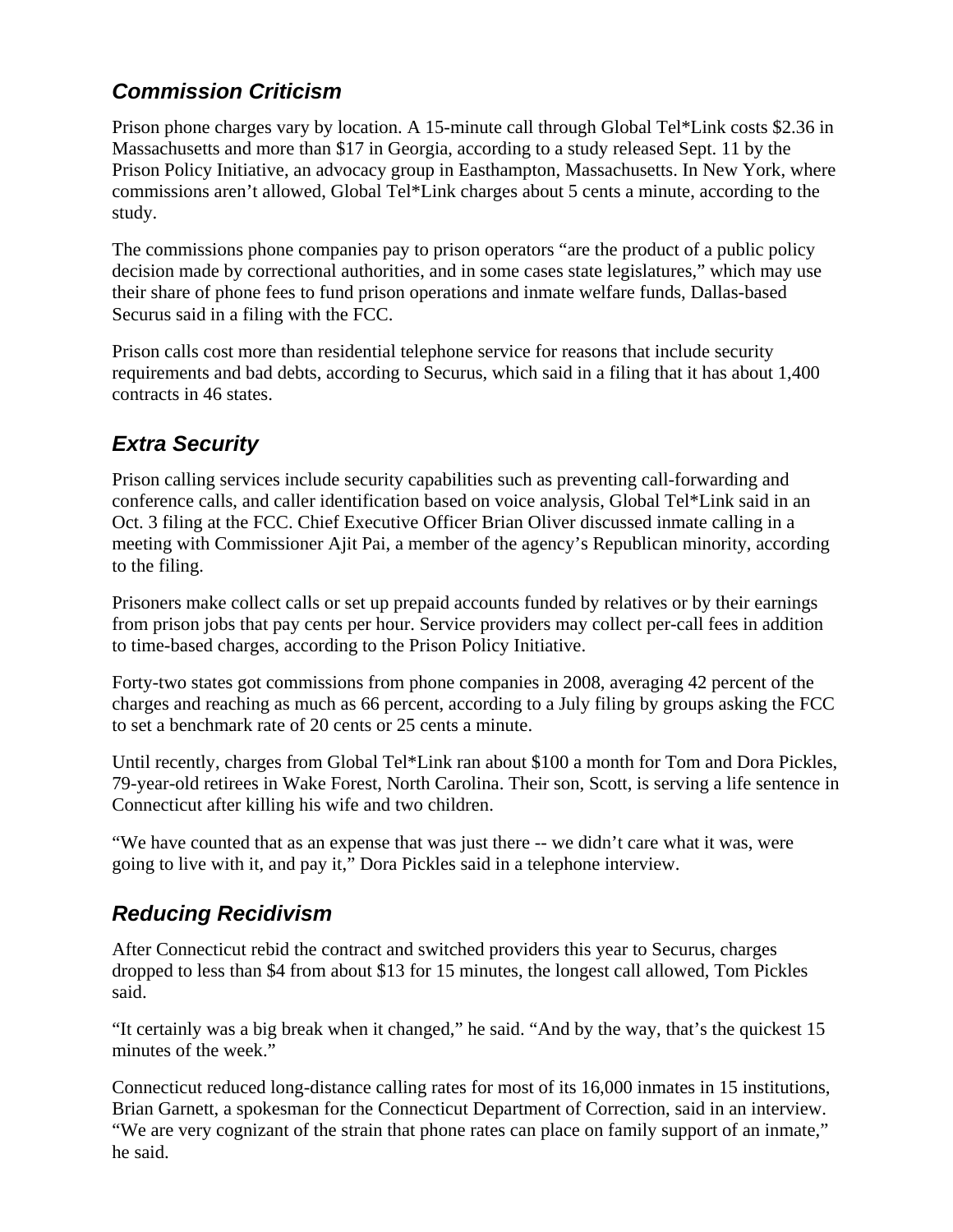## *Commission Criticism*

Prison phone charges vary by location. A 15-minute call through Global Tel*Link costs $2.36 in Massachusetts and more than $17 in Georgia, according to a study released Sept. 11 by the Prison Policy Initiative, an advocacy group in Easthampton, Massachusetts. In New York, where commissions aren't allowed, Global Tel*Link charges about 5 cents a minute, according to the study.

The commissions phone companies pay to prison operators "are the product of a public policy decision made by correctional authorities, and in some cases state legislatures," which may use their share of phone fees to fund prison operations and inmate welfare funds, Dallas-based Securus said in a filing with the FCC.

Prison calls cost more than residential telephone service for reasons that include security requirements and bad debts, according to Securus, which said in a filing that it has about 1,400 contracts in 46 states.

## *Extra Security*

Prison calling services include security capabilities such as preventing call-forwarding and conference calls, and caller identification based on voice analysis, Global Tel*Link said in an Oct. 3 filing at the FCC. Chief Executive Officer Brian Oliver discussed inmate calling in a meeting with Commissioner Ajit Pai, a member of the agency's Republican minority, according to the filing.

Prisoners make collect calls or set up prepaid accounts funded by relatives or by their earnings from prison jobs that pay cents per hour. Service providers may collect per-call fees in addition to time-based charges, according to the Prison Policy Initiative.

Forty-two states got commissions from phone companies in 2008, averaging 42 percent of the charges and reaching as much as 66 percent, according to a July filing by groups asking the FCC to set a benchmark rate of 20 cents or 25 cents a minute.

Until recently, charges from Global Tel*Link ran about $100 a month for Tom and Dora Pickles, 79-year-old retirees in Wake Forest, North Carolina. Their son, Scott, is serving a life sentence in Connecticut after killing his wife and two children.

"We have counted that as an expense that was just there -- we didn't care what it was, were going to live with it, and pay it," Dora Pickles said in a telephone interview.

## *Reducing Recidivism*

After Connecticut rebid the contract and switched providers this year to Securus, charges dropped to less than $4 from about $13 for 15 minutes, the longest call allowed, Tom Pickles said.

"It certainly was a big break when it changed," he said. "And by the way, that's the quickest 15 minutes of the week."

Connecticut reduced long-distance calling rates for most of its 16,000 inmates in 15 institutions, Brian Garnett, a spokesman for the Connecticut Department of Correction, said in an interview. "We are very cognizant of the strain that phone rates can place on family support of an inmate," he said.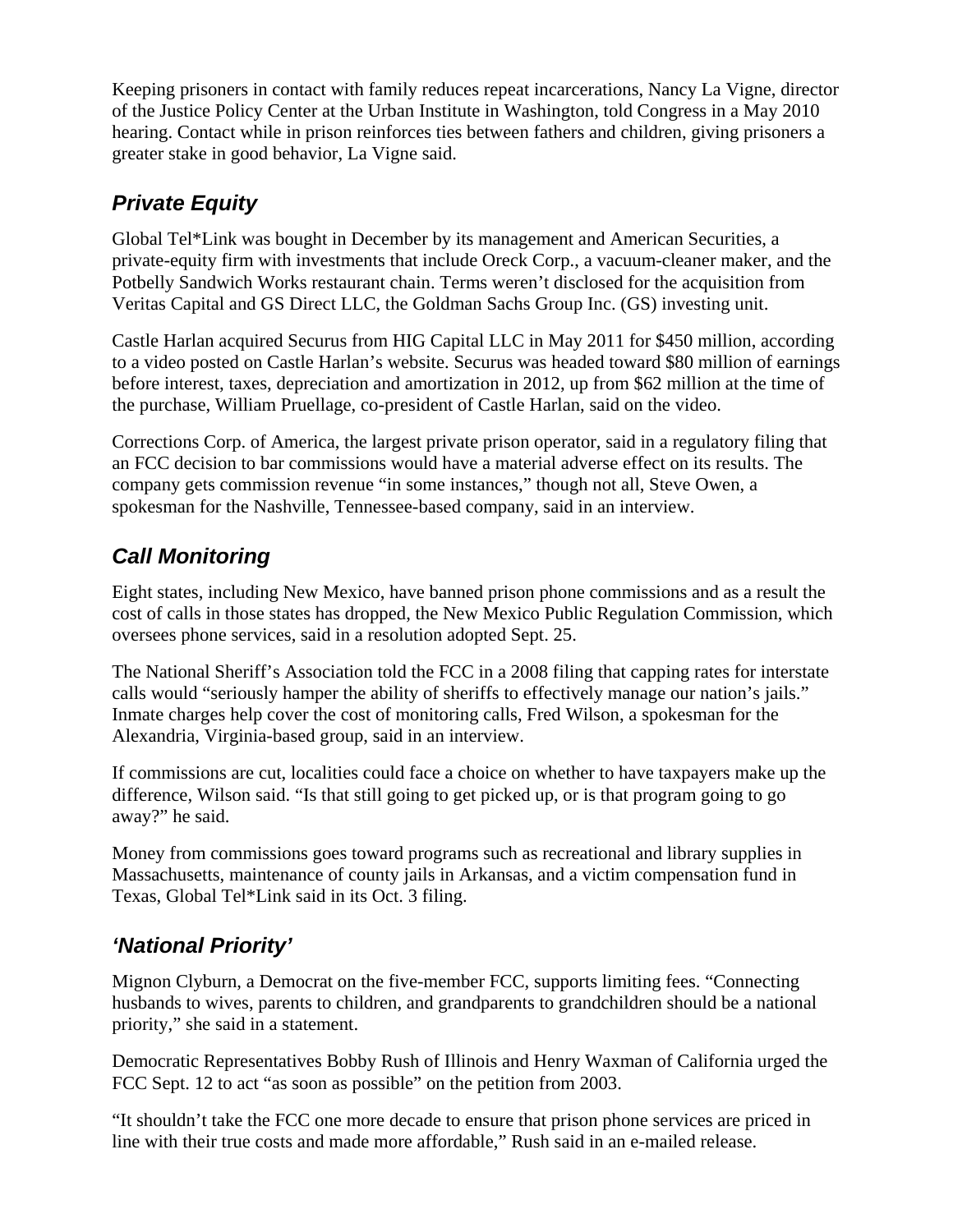Keeping prisoners in contact with family reduces repeat incarcerations, Nancy La Vigne, director of the Justice Policy Center at the Urban Institute in Washington, told Congress in a May 2010 hearing. Contact while in prison reinforces ties between fathers and children, giving prisoners a greater stake in good behavior, La Vigne said.

## *Private Equity*

Global Tel*Link was bought in December by its management and American Securities, a private-equity firm with investments that include Oreck Corp., a vacuum-cleaner maker, and the Potbelly Sandwich Works restaurant chain. Terms weren't disclosed for the acquisition from Veritas Capital and GS Direct LLC, the Goldman Sachs Group Inc. (GS) investing unit.

Castle Harlan acquired Securus from HIG Capital LLC in May 2011 for $450 million, according to a video posted on Castle Harlan's website. Securus was headed toward $80 million of earnings before interest, taxes, depreciation and amortization in 2012, up from $62 million at the time of the purchase, William Pruellage, co-president of Castle Harlan, said on the video.

Corrections Corp. of America, the largest private prison operator, said in a regulatory filing that an FCC decision to bar commissions would have a material adverse effect on its results. The company gets commission revenue "in some instances," though not all, Steve Owen, a spokesman for the Nashville, Tennessee-based company, said in an interview.

## *Call Monitoring*

Eight states, including New Mexico, have banned prison phone commissions and as a result the cost of calls in those states has dropped, the New Mexico Public Regulation Commission, which oversees phone services, said in a resolution adopted Sept. 25.

The National Sheriff's Association told the FCC in a 2008 filing that capping rates for interstate calls would "seriously hamper the ability of sheriffs to effectively manage our nation's jails." Inmate charges help cover the cost of monitoring calls, Fred Wilson, a spokesman for the Alexandria, Virginia-based group, said in an interview.

If commissions are cut, localities could face a choice on whether to have taxpayers make up the difference, Wilson said. "Is that still going to get picked up, or is that program going to go away?" he said.

Money from commissions goes toward programs such as recreational and library supplies in Massachusetts, maintenance of county jails in Arkansas, and a victim compensation fund in Texas, Global Tel*Link said in its Oct. 3 filing.

## *'National Priority'*

Mignon Clyburn, a Democrat on the five-member FCC, supports limiting fees. "Connecting husbands to wives, parents to children, and grandparents to grandchildren should be a national priority," she said in a statement.

Democratic Representatives Bobby Rush of Illinois and Henry Waxman of California urged the FCC Sept. 12 to act "as soon as possible" on the petition from 2003.

"It shouldn't take the FCC one more decade to ensure that prison phone services are priced in line with their true costs and made more affordable," Rush said in an e-mailed release.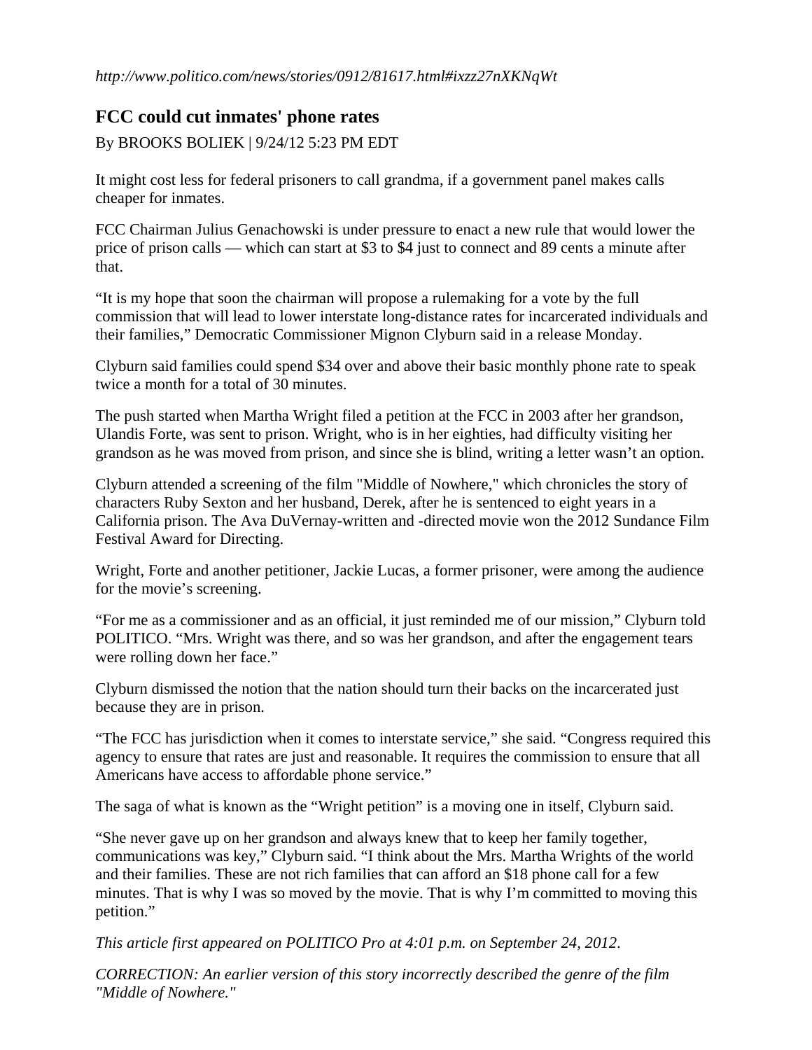*http://www.politico.com/news/stories/0912/81617.html#ixzz27nXKNqWt*

## FCC could cut inmates' phone rates

By BROOKS BOLIEK | 9/24/12 5:23 PM EDT

It might cost less for federal prisoners to call grandma, if a government panel makes calls cheaper for inmates.

FCC Chairman Julius Genachowski is under pressure to enact a new rule that would lower the price of prison calls — which can start at $3 to $4 just to connect and 89 cents a minute after that.

"It is my hope that soon the chairman will propose a rulemaking for a vote by the full commission that will lead to lower interstate long-distance rates for incarcerated individuals and their families," Democratic Commissioner Mignon Clyburn said in a release Monday.

Clyburn said families could spend $34 over and above their basic monthly phone rate to speak twice a month for a total of 30 minutes.

The push started when Martha Wright filed a petition at the FCC in 2003 after her grandson, Ulandis Forte, was sent to prison. Wright, who is in her eighties, had difficulty visiting her grandson as he was moved from prison, and since she is blind, writing a letter wasn't an option.

Clyburn attended a screening of the film "Middle of Nowhere," which chronicles the story of characters Ruby Sexton and her husband, Derek, after he is sentenced to eight years in a California prison. The Ava DuVernay-written and -directed movie won the 2012 Sundance Film Festival Award for Directing.

Wright, Forte and another petitioner, Jackie Lucas, a former prisoner, were among the audience for the movie's screening.

"For me as a commissioner and as an official, it just reminded me of our mission," Clyburn told POLITICO. "Mrs. Wright was there, and so was her grandson, and after the engagement tears were rolling down her face."

Clyburn dismissed the notion that the nation should turn their backs on the incarcerated just because they are in prison.

"The FCC has jurisdiction when it comes to interstate service," she said. "Congress required this agency to ensure that rates are just and reasonable. It requires the commission to ensure that all Americans have access to affordable phone service."

The saga of what is known as the "Wright petition" is a moving one in itself, Clyburn said.

"She never gave up on her grandson and always knew that to keep her family together, communications was key," Clyburn said. "I think about the Mrs. Martha Wrights of the world and their families. These are not rich families that can afford an $18 phone call for a few minutes. That is why I was so moved by the movie. That is why I'm committed to moving this petition."

*This article first appeared on POLITICO Pro at 4:01 p.m. on September 24, 2012.*

*CORRECTION: An earlier version of this story incorrectly described the genre of the film "Middle of Nowhere."*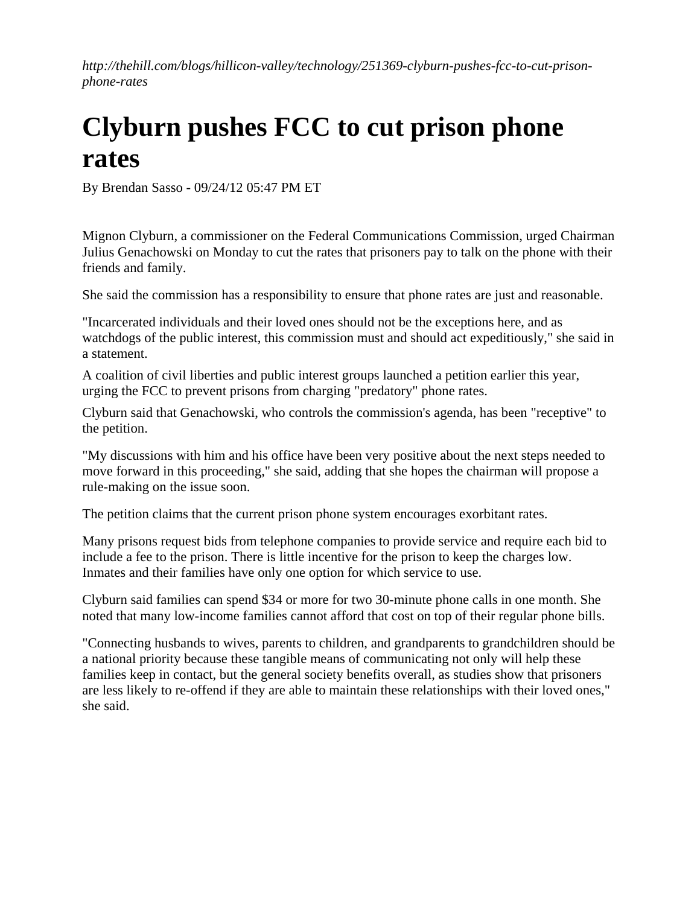*http://thehill.com/blogs/hillicon-valley/technology/251369-clyburn-pushes-fcc-to-cut-prison-phone-rates*

# Clyburn pushes FCC to cut prison phone rates

By Brendan Sasso - 09/24/12 05:47 PM ET

Mignon Clyburn, a commissioner on the Federal Communications Commission, urged Chairman Julius Genachowski on Monday to cut the rates that prisoners pay to talk on the phone with their friends and family.

She said the commission has a responsibility to ensure that phone rates are just and reasonable.

"Incarcerated individuals and their loved ones should not be the exceptions here, and as watchdogs of the public interest, this commission must and should act expeditiously," she said in a statement.

A coalition of civil liberties and public interest groups launched a petition earlier this year, urging the FCC to prevent prisons from charging "predatory" phone rates.

Clyburn said that Genachowski, who controls the commission's agenda, has been "receptive" to the petition.

"My discussions with him and his office have been very positive about the next steps needed to move forward in this proceeding," she said, adding that she hopes the chairman will propose a rule-making on the issue soon.

The petition claims that the current prison phone system encourages exorbitant rates.

Many prisons request bids from telephone companies to provide service and require each bid to include a fee to the prison. There is little incentive for the prison to keep the charges low. Inmates and their families have only one option for which service to use.

Clyburn said families can spend $34 or more for two 30-minute phone calls in one month. She noted that many low-income families cannot afford that cost on top of their regular phone bills.

"Connecting husbands to wives, parents to children, and grandparents to grandchildren should be a national priority because these tangible means of communicating not only will help these families keep in contact, but the general society benefits overall, as studies show that prisoners are less likely to re-offend if they are able to maintain these relationships with their loved ones," she said.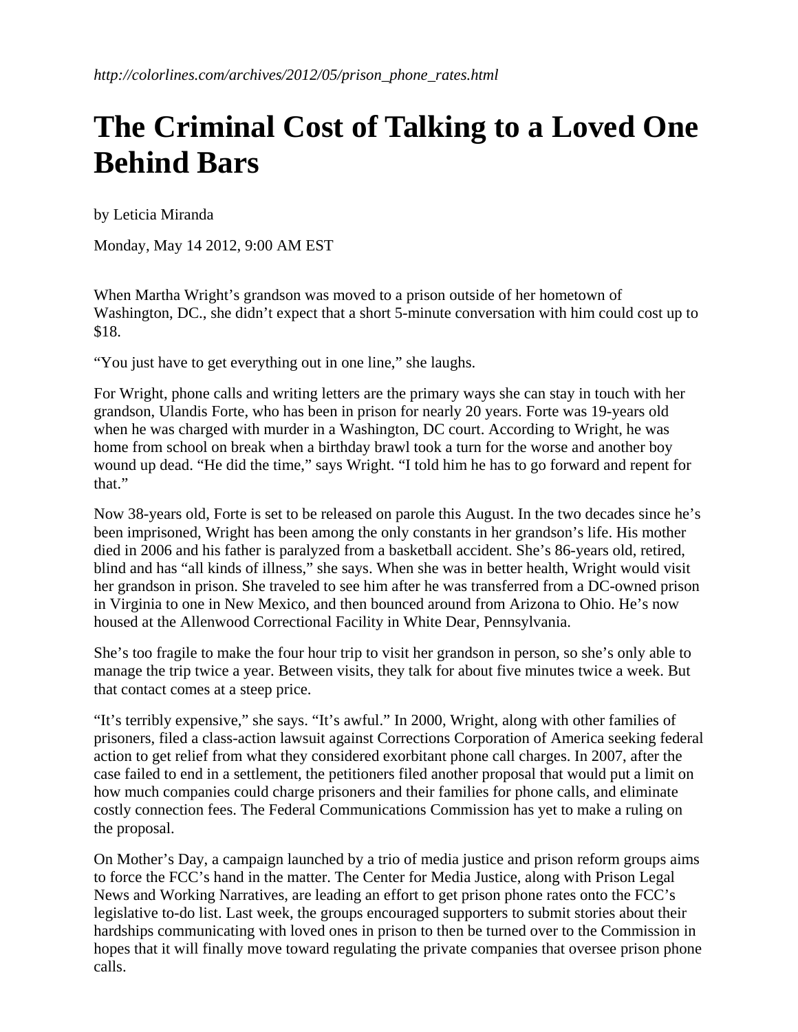*http://colorlines.com/archives/2012/05/prison_phone_rates.html*

# The Criminal Cost of Talking to a Loved One Behind Bars

by Leticia Miranda

Monday, May 14 2012, 9:00 AM EST

When Martha Wright's grandson was moved to a prison outside of her hometown of Washington, DC., she didn't expect that a short 5-minute conversation with him could cost up to $18.

"You just have to get everything out in one line," she laughs.

For Wright, phone calls and writing letters are the primary ways she can stay in touch with her grandson, Ulandis Forte, who has been in prison for nearly 20 years. Forte was 19-years old when he was charged with murder in a Washington, DC court. According to Wright, he was home from school on break when a birthday brawl took a turn for the worse and another boy wound up dead. "He did the time," says Wright. "I told him he has to go forward and repent for that."

Now 38-years old, Forte is set to be released on parole this August. In the two decades since he's been imprisoned, Wright has been among the only constants in her grandson's life. His mother died in 2006 and his father is paralyzed from a basketball accident. She's 86-years old, retired, blind and has "all kinds of illness," she says. When she was in better health, Wright would visit her grandson in prison. She traveled to see him after he was transferred from a DC-owned prison in Virginia to one in New Mexico, and then bounced around from Arizona to Ohio. He's now housed at the Allenwood Correctional Facility in White Dear, Pennsylvania.

She's too fragile to make the four hour trip to visit her grandson in person, so she's only able to manage the trip twice a year. Between visits, they talk for about five minutes twice a week. But that contact comes at a steep price.

"It's terribly expensive," she says. "It's awful." In 2000, Wright, along with other families of prisoners, filed a class-action lawsuit against Corrections Corporation of America seeking federal action to get relief from what they considered exorbitant phone call charges. In 2007, after the case failed to end in a settlement, the petitioners filed another proposal that would put a limit on how much companies could charge prisoners and their families for phone calls, and eliminate costly connection fees. The Federal Communications Commission has yet to make a ruling on the proposal.

On Mother's Day, a campaign launched by a trio of media justice and prison reform groups aims to force the FCC's hand in the matter. The Center for Media Justice, along with Prison Legal News and Working Narratives, are leading an effort to get prison phone rates onto the FCC's legislative to-do list. Last week, the groups encouraged supporters to submit stories about their hardships communicating with loved ones in prison to then be turned over to the Commission in hopes that it will finally move toward regulating the private companies that oversee prison phone calls.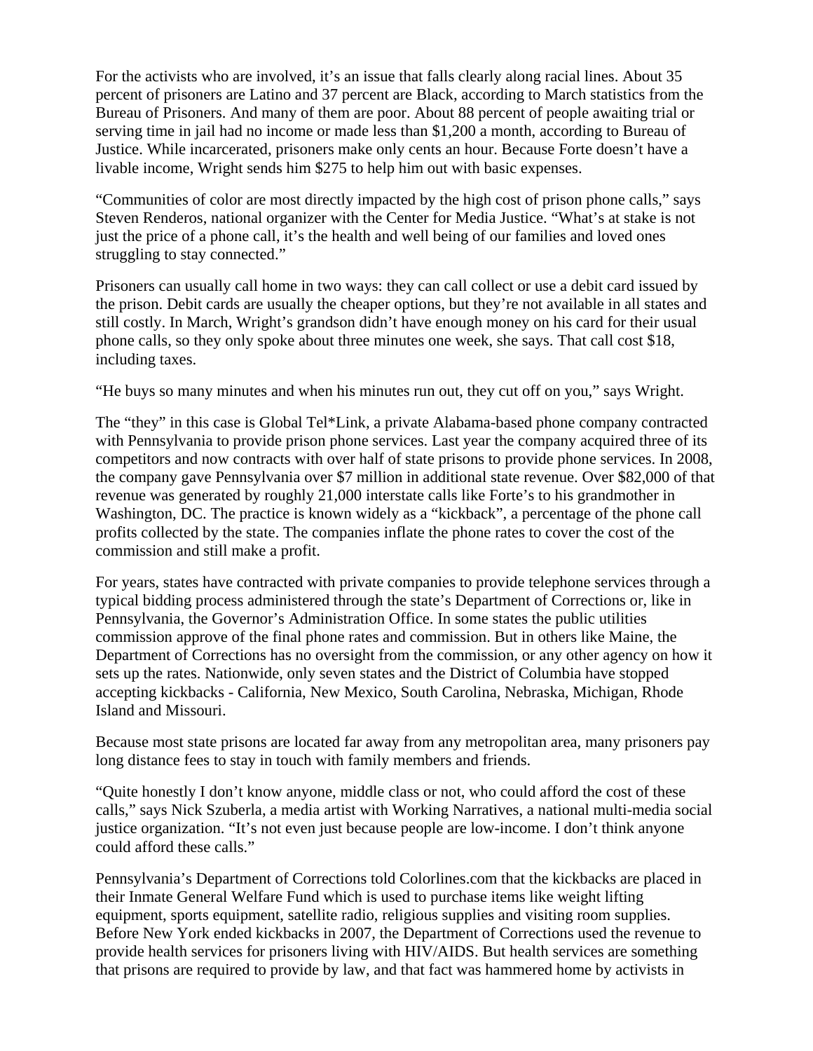For the activists who are involved, it's an issue that falls clearly along racial lines. About 35 percent of prisoners are Latino and 37 percent are Black, according to March statistics from the Bureau of Prisoners. And many of them are poor. About 88 percent of people awaiting trial or serving time in jail had no income or made less than $1,200 a month, according to Bureau of Justice. While incarcerated, prisoners make only cents an hour. Because Forte doesn't have a livable income, Wright sends him $275 to help him out with basic expenses.

"Communities of color are most directly impacted by the high cost of prison phone calls," says Steven Renderos, national organizer with the Center for Media Justice. "What's at stake is not just the price of a phone call, it's the health and well being of our families and loved ones struggling to stay connected."

Prisoners can usually call home in two ways: they can call collect or use a debit card issued by the prison. Debit cards are usually the cheaper options, but they're not available in all states and still costly. In March, Wright's grandson didn't have enough money on his card for their usual phone calls, so they only spoke about three minutes one week, she says. That call cost $18, including taxes.

"He buys so many minutes and when his minutes run out, they cut off on you," says Wright.

The "they" in this case is Global Tel*Link, a private Alabama-based phone company contracted with Pennsylvania to provide prison phone services. Last year the company acquired three of its competitors and now contracts with over half of state prisons to provide phone services. In 2008, the company gave Pennsylvania over $7 million in additional state revenue. Over $82,000 of that revenue was generated by roughly 21,000 interstate calls like Forte's to his grandmother in Washington, DC. The practice is known widely as a "kickback", a percentage of the phone call profits collected by the state. The companies inflate the phone rates to cover the cost of the commission and still make a profit.

For years, states have contracted with private companies to provide telephone services through a typical bidding process administered through the state's Department of Corrections or, like in Pennsylvania, the Governor's Administration Office. In some states the public utilities commission approve of the final phone rates and commission. But in others like Maine, the Department of Corrections has no oversight from the commission, or any other agency on how it sets up the rates. Nationwide, only seven states and the District of Columbia have stopped accepting kickbacks - California, New Mexico, South Carolina, Nebraska, Michigan, Rhode Island and Missouri.

Because most state prisons are located far away from any metropolitan area, many prisoners pay long distance fees to stay in touch with family members and friends.

"Quite honestly I don't know anyone, middle class or not, who could afford the cost of these calls," says Nick Szuberla, a media artist with Working Narratives, a national multi-media social justice organization. "It's not even just because people are low-income. I don't think anyone could afford these calls."

Pennsylvania's Department of Corrections told Colorlines.com that the kickbacks are placed in their Inmate General Welfare Fund which is used to purchase items like weight lifting equipment, sports equipment, satellite radio, religious supplies and visiting room supplies. Before New York ended kickbacks in 2007, the Department of Corrections used the revenue to provide health services for prisoners living with HIV/AIDS. But health services are something that prisons are required to provide by law, and that fact was hammered home by activists in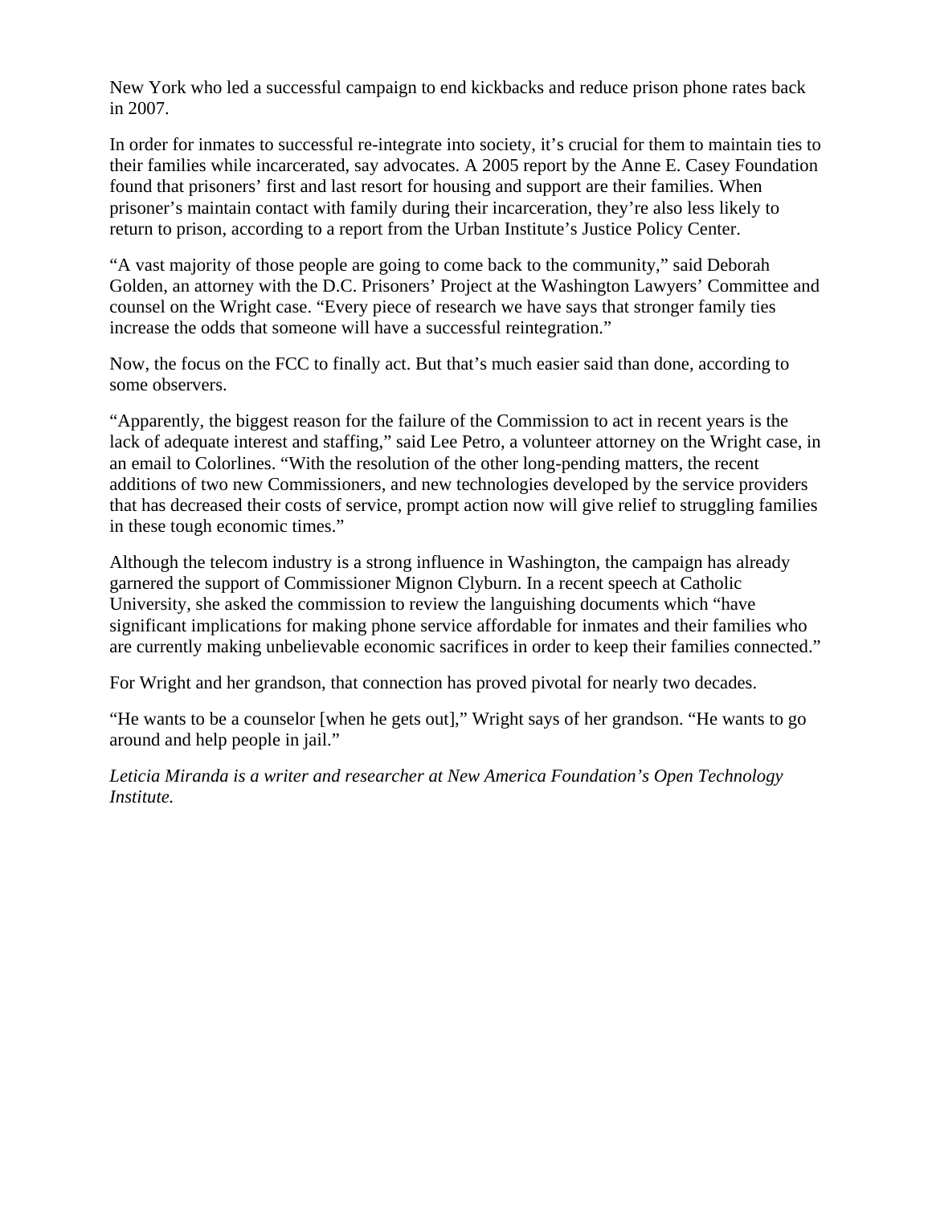New York who led a successful campaign to end kickbacks and reduce prison phone rates back in 2007.

In order for inmates to successful re-integrate into society, it's crucial for them to maintain ties to their families while incarcerated, say advocates. A 2005 report by the Anne E. Casey Foundation found that prisoners' first and last resort for housing and support are their families. When prisoner's maintain contact with family during their incarceration, they're also less likely to return to prison, according to a report from the Urban Institute's Justice Policy Center.

"A vast majority of those people are going to come back to the community," said Deborah Golden, an attorney with the D.C. Prisoners' Project at the Washington Lawyers' Committee and counsel on the Wright case. "Every piece of research we have says that stronger family ties increase the odds that someone will have a successful reintegration."

Now, the focus on the FCC to finally act. But that's much easier said than done, according to some observers.

"Apparently, the biggest reason for the failure of the Commission to act in recent years is the lack of adequate interest and staffing," said Lee Petro, a volunteer attorney on the Wright case, in an email to Colorlines. "With the resolution of the other long-pending matters, the recent additions of two new Commissioners, and new technologies developed by the service providers that has decreased their costs of service, prompt action now will give relief to struggling families in these tough economic times."

Although the telecom industry is a strong influence in Washington, the campaign has already garnered the support of Commissioner Mignon Clyburn. In a recent speech at Catholic University, she asked the commission to review the languishing documents which "have significant implications for making phone service affordable for inmates and their families who are currently making unbelievable economic sacrifices in order to keep their families connected."

For Wright and her grandson, that connection has proved pivotal for nearly two decades.

"He wants to be a counselor [when he gets out]," Wright says of her grandson. "He wants to go around and help people in jail."

*Leticia Miranda is a writer and researcher at New America Foundation's Open Technology Institute.*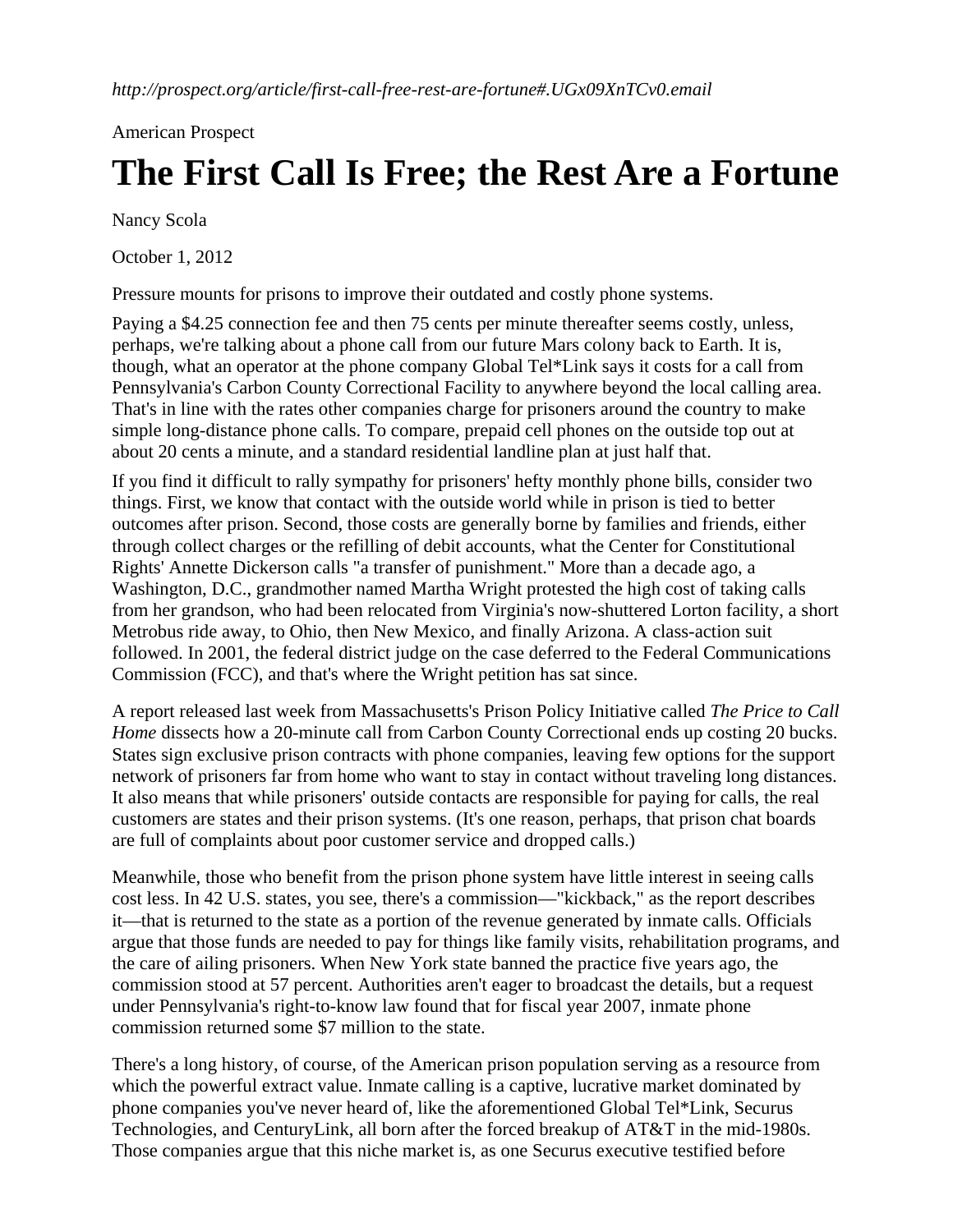*http://prospect.org/article/first-call-free-rest-are-fortune#.UGx09XnTCv0.email*

American Prospect

# The First Call Is Free; the Rest Are a Fortune

Nancy Scola

October 1, 2012

Pressure mounts for prisons to improve their outdated and costly phone systems.

Paying a $4.25 connection fee and then 75 cents per minute thereafter seems costly, unless, perhaps, we're talking about a phone call from our future Mars colony back to Earth. It is, though, what an operator at the phone company Global Tel*Link says it costs for a call from Pennsylvania's Carbon County Correctional Facility to anywhere beyond the local calling area. That's in line with the rates other companies charge for prisoners around the country to make simple long-distance phone calls. To compare, prepaid cell phones on the outside top out at about 20 cents a minute, and a standard residential landline plan at just half that.

If you find it difficult to rally sympathy for prisoners' hefty monthly phone bills, consider two things. First, we know that contact with the outside world while in prison is tied to better outcomes after prison. Second, those costs are generally borne by families and friends, either through collect charges or the refilling of debit accounts, what the Center for Constitutional Rights' Annette Dickerson calls "a transfer of punishment." More than a decade ago, a Washington, D.C., grandmother named Martha Wright protested the high cost of taking calls from her grandson, who had been relocated from Virginia's now-shuttered Lorton facility, a short Metrobus ride away, to Ohio, then New Mexico, and finally Arizona. A class-action suit followed. In 2001, the federal district judge on the case deferred to the Federal Communications Commission (FCC), and that's where the Wright petition has sat since.

A report released last week from Massachusetts's Prison Policy Initiative called *The Price to Call Home* dissects how a 20-minute call from Carbon County Correctional ends up costing 20 bucks. States sign exclusive prison contracts with phone companies, leaving few options for the support network of prisoners far from home who want to stay in contact without traveling long distances. It also means that while prisoners' outside contacts are responsible for paying for calls, the real customers are states and their prison systems. (It's one reason, perhaps, that prison chat boards are full of complaints about poor customer service and dropped calls.)

Meanwhile, those who benefit from the prison phone system have little interest in seeing calls cost less. In 42 U.S. states, you see, there's a commission—"kickback," as the report describes it—that is returned to the state as a portion of the revenue generated by inmate calls. Officials argue that those funds are needed to pay for things like family visits, rehabilitation programs, and the care of ailing prisoners. When New York state banned the practice five years ago, the commission stood at 57 percent. Authorities aren't eager to broadcast the details, but a request under Pennsylvania's right-to-know law found that for fiscal year 2007, inmate phone commission returned some $7 million to the state.

There's a long history, of course, of the American prison population serving as a resource from which the powerful extract value. Inmate calling is a captive, lucrative market dominated by phone companies you've never heard of, like the aforementioned Global Tel*Link, Securus Technologies, and CenturyLink, all born after the forced breakup of AT&T in the mid-1980s. Those companies argue that this niche market is, as one Securus executive testified before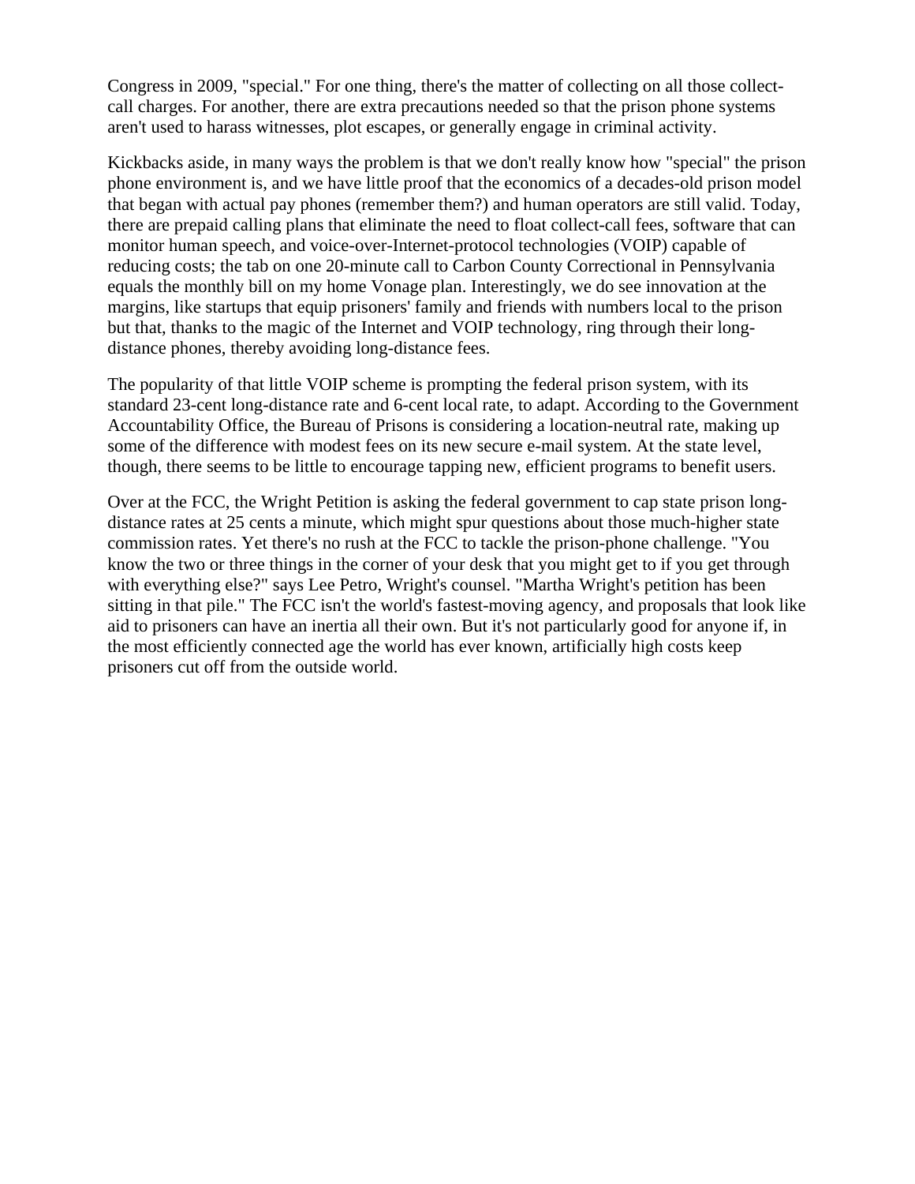Congress in 2009, "special." For one thing, there's the matter of collecting on all those collect-call charges. For another, there are extra precautions needed so that the prison phone systems aren't used to harass witnesses, plot escapes, or generally engage in criminal activity.

Kickbacks aside, in many ways the problem is that we don't really know how "special" the prison phone environment is, and we have little proof that the economics of a decades-old prison model that began with actual pay phones (remember them?) and human operators are still valid. Today, there are prepaid calling plans that eliminate the need to float collect-call fees, software that can monitor human speech, and voice-over-Internet-protocol technologies (VOIP) capable of reducing costs; the tab on one 20-minute call to Carbon County Correctional in Pennsylvania equals the monthly bill on my home Vonage plan. Interestingly, we do see innovation at the margins, like startups that equip prisoners' family and friends with numbers local to the prison but that, thanks to the magic of the Internet and VOIP technology, ring through their long-distance phones, thereby avoiding long-distance fees.

The popularity of that little VOIP scheme is prompting the federal prison system, with its standard 23-cent long-distance rate and 6-cent local rate, to adapt. According to the Government Accountability Office, the Bureau of Prisons is considering a location-neutral rate, making up some of the difference with modest fees on its new secure e-mail system. At the state level, though, there seems to be little to encourage tapping new, efficient programs to benefit users.

Over at the FCC, the Wright Petition is asking the federal government to cap state prison long-distance rates at 25 cents a minute, which might spur questions about those much-higher state commission rates. Yet there's no rush at the FCC to tackle the prison-phone challenge. "You know the two or three things in the corner of your desk that you might get to if you get through with everything else?" says Lee Petro, Wright's counsel. "Martha Wright's petition has been sitting in that pile." The FCC isn't the world's fastest-moving agency, and proposals that look like aid to prisoners can have an inertia all their own. But it's not particularly good for anyone if, in the most efficiently connected age the world has ever known, artificially high costs keep prisoners cut off from the outside world.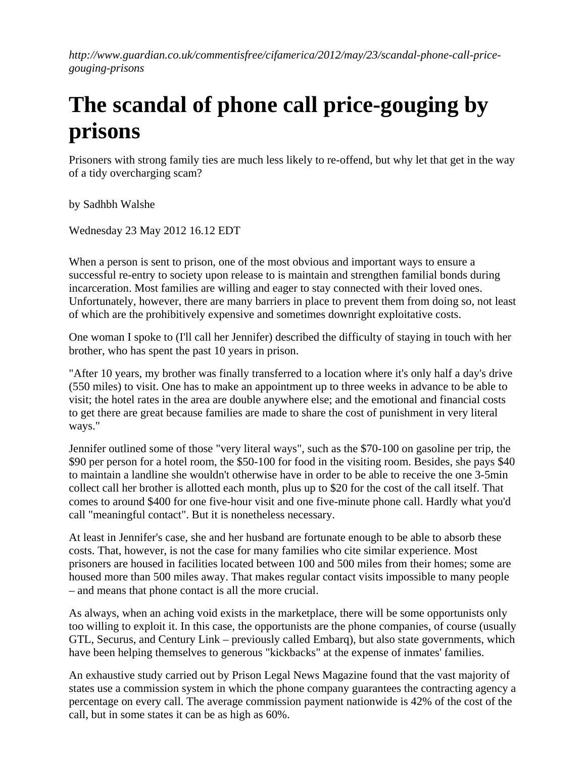*http://www.guardian.co.uk/commentisfree/cifamerica/2012/may/23/scandal-phone-call-price-gouging-prisons*

# The scandal of phone call price-gouging by prisons

Prisoners with strong family ties are much less likely to re-offend, but why let that get in the way of a tidy overcharging scam?

by Sadhbh Walshe

Wednesday 23 May 2012 16.12 EDT

When a person is sent to prison, one of the most obvious and important ways to ensure a successful re-entry to society upon release to is maintain and strengthen familial bonds during incarceration. Most families are willing and eager to stay connected with their loved ones. Unfortunately, however, there are many barriers in place to prevent them from doing so, not least of which are the prohibitively expensive and sometimes downright exploitative costs.

One woman I spoke to (I'll call her Jennifer) described the difficulty of staying in touch with her brother, who has spent the past 10 years in prison.

"After 10 years, my brother was finally transferred to a location where it's only half a day's drive (550 miles) to visit. One has to make an appointment up to three weeks in advance to be able to visit; the hotel rates in the area are double anywhere else; and the emotional and financial costs to get there are great because families are made to share the cost of punishment in very literal ways."

Jennifer outlined some of those "very literal ways", such as the $70-100 on gasoline per trip, the $90 per person for a hotel room, the $50-100 for food in the visiting room. Besides, she pays $40 to maintain a landline she wouldn't otherwise have in order to be able to receive the one 3-5min collect call her brother is allotted each month, plus up to $20 for the cost of the call itself. That comes to around $400 for one five-hour visit and one five-minute phone call. Hardly what you'd call "meaningful contact". But it is nonetheless necessary.

At least in Jennifer's case, she and her husband are fortunate enough to be able to absorb these costs. That, however, is not the case for many families who cite similar experience. Most prisoners are housed in facilities located between 100 and 500 miles from their homes; some are housed more than 500 miles away. That makes regular contact visits impossible to many people – and means that phone contact is all the more crucial.

As always, when an aching void exists in the marketplace, there will be some opportunists only too willing to exploit it. In this case, the opportunists are the phone companies, of course (usually GTL, Securus, and Century Link – previously called Embarq), but also state governments, which have been helping themselves to generous "kickbacks" at the expense of inmates' families.

An exhaustive study carried out by Prison Legal News Magazine found that the vast majority of states use a commission system in which the phone company guarantees the contracting agency a percentage on every call. The average commission payment nationwide is 42% of the cost of the call, but in some states it can be as high as 60%.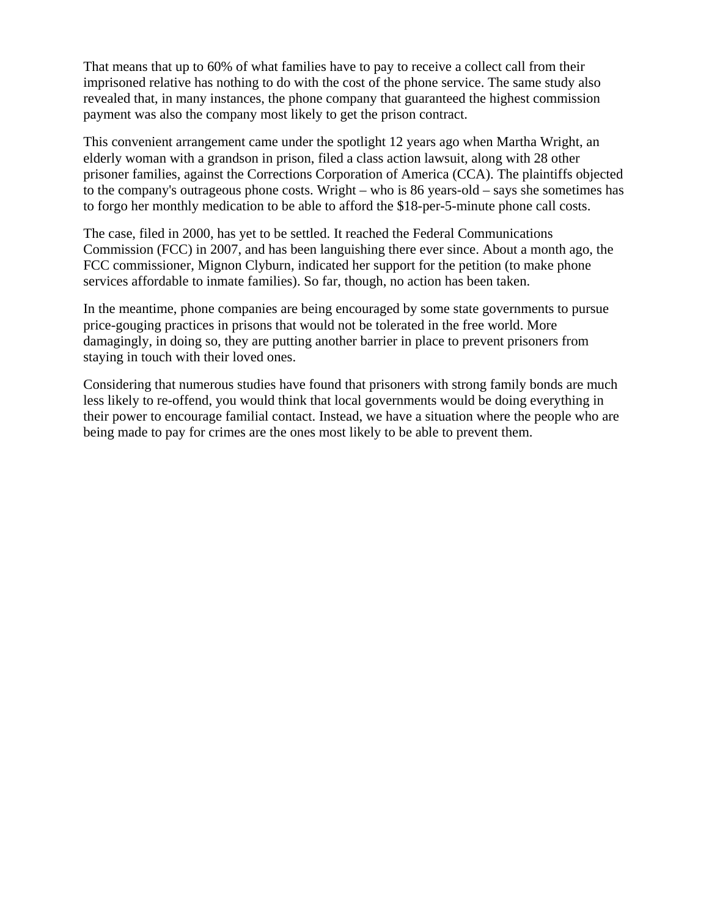That means that up to 60% of what families have to pay to receive a collect call from their imprisoned relative has nothing to do with the cost of the phone service. The same study also revealed that, in many instances, the phone company that guaranteed the highest commission payment was also the company most likely to get the prison contract.

This convenient arrangement came under the spotlight 12 years ago when Martha Wright, an elderly woman with a grandson in prison, filed a class action lawsuit, along with 28 other prisoner families, against the Corrections Corporation of America (CCA). The plaintiffs objected to the company's outrageous phone costs. Wright – who is 86 years-old – says she sometimes has to forgo her monthly medication to be able to afford the $18-per-5-minute phone call costs.

The case, filed in 2000, has yet to be settled. It reached the Federal Communications Commission (FCC) in 2007, and has been languishing there ever since. About a month ago, the FCC commissioner, Mignon Clyburn, indicated her support for the petition (to make phone services affordable to inmate families). So far, though, no action has been taken.

In the meantime, phone companies are being encouraged by some state governments to pursue price-gouging practices in prisons that would not be tolerated in the free world. More damagingly, in doing so, they are putting another barrier in place to prevent prisoners from staying in touch with their loved ones.

Considering that numerous studies have found that prisoners with strong family bonds are much less likely to re-offend, you would think that local governments would be doing everything in their power to encourage familial contact. Instead, we have a situation where the people who are being made to pay for crimes are the ones most likely to be able to prevent them.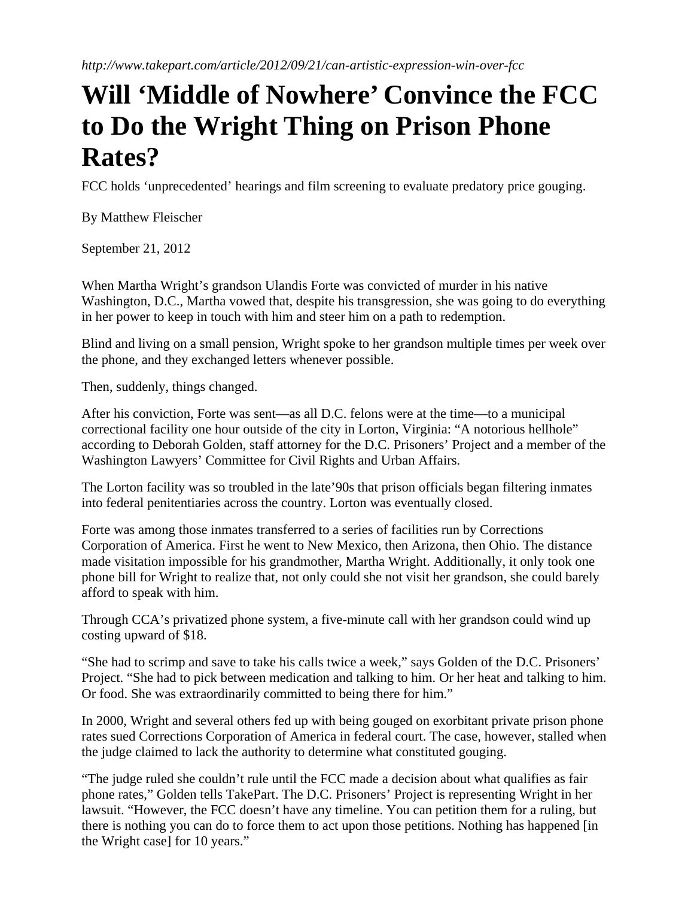*http://www.takepart.com/article/2012/09/21/can-artistic-expression-win-over-fcc*

# Will 'Middle of Nowhere' Convince the FCC to Do the Wright Thing on Prison Phone Rates?

FCC holds 'unprecedented' hearings and film screening to evaluate predatory price gouging.

By Matthew Fleischer

September 21, 2012

When Martha Wright's grandson Ulandis Forte was convicted of murder in his native Washington, D.C., Martha vowed that, despite his transgression, she was going to do everything in her power to keep in touch with him and steer him on a path to redemption.

Blind and living on a small pension, Wright spoke to her grandson multiple times per week over the phone, and they exchanged letters whenever possible.

Then, suddenly, things changed.

After his conviction, Forte was sent—as all D.C. felons were at the time—to a municipal correctional facility one hour outside of the city in Lorton, Virginia: "A notorious hellhole" according to Deborah Golden, staff attorney for the D.C. Prisoners' Project and a member of the Washington Lawyers' Committee for Civil Rights and Urban Affairs.

The Lorton facility was so troubled in the late'90s that prison officials began filtering inmates into federal penitentiaries across the country. Lorton was eventually closed.

Forte was among those inmates transferred to a series of facilities run by Corrections Corporation of America. First he went to New Mexico, then Arizona, then Ohio. The distance made visitation impossible for his grandmother, Martha Wright. Additionally, it only took one phone bill for Wright to realize that, not only could she not visit her grandson, she could barely afford to speak with him.

Through CCA's privatized phone system, a five-minute call with her grandson could wind up costing upward of $18.

"She had to scrimp and save to take his calls twice a week," says Golden of the D.C. Prisoners' Project. "She had to pick between medication and talking to him. Or her heat and talking to him. Or food. She was extraordinarily committed to being there for him."

In 2000, Wright and several others fed up with being gouged on exorbitant private prison phone rates sued Corrections Corporation of America in federal court. The case, however, stalled when the judge claimed to lack the authority to determine what constituted gouging.

"The judge ruled she couldn't rule until the FCC made a decision about what qualifies as fair phone rates," Golden tells TakePart. The D.C. Prisoners' Project is representing Wright in her lawsuit. "However, the FCC doesn't have any timeline. You can petition them for a ruling, but there is nothing you can do to force them to act upon those petitions. Nothing has happened [in the Wright case] for 10 years."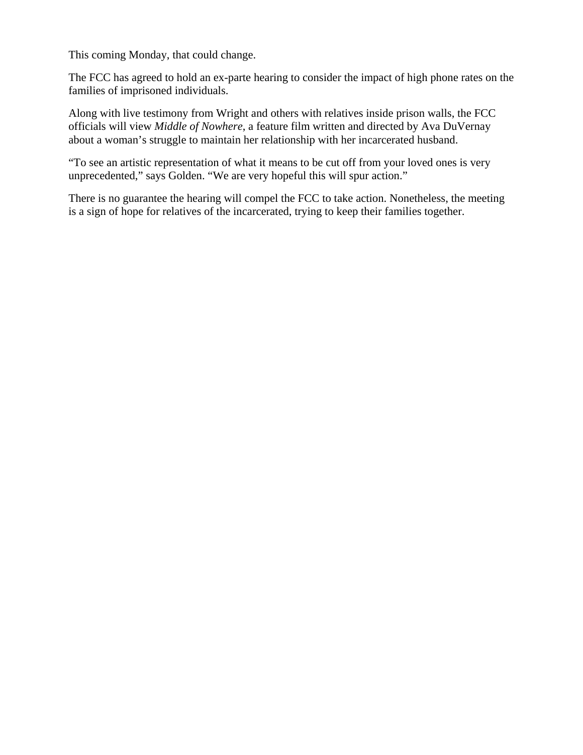This coming Monday, that could change.

The FCC has agreed to hold an ex-parte hearing to consider the impact of high phone rates on the families of imprisoned individuals.

Along with live testimony from Wright and others with relatives inside prison walls, the FCC officials will view *Middle of Nowhere*, a feature film written and directed by Ava DuVernay about a woman's struggle to maintain her relationship with her incarcerated husband.

"To see an artistic representation of what it means to be cut off from your loved ones is very unprecedented," says Golden. "We are very hopeful this will spur action."

There is no guarantee the hearing will compel the FCC to take action. Nonetheless, the meeting is a sign of hope for relatives of the incarcerated, trying to keep their families together.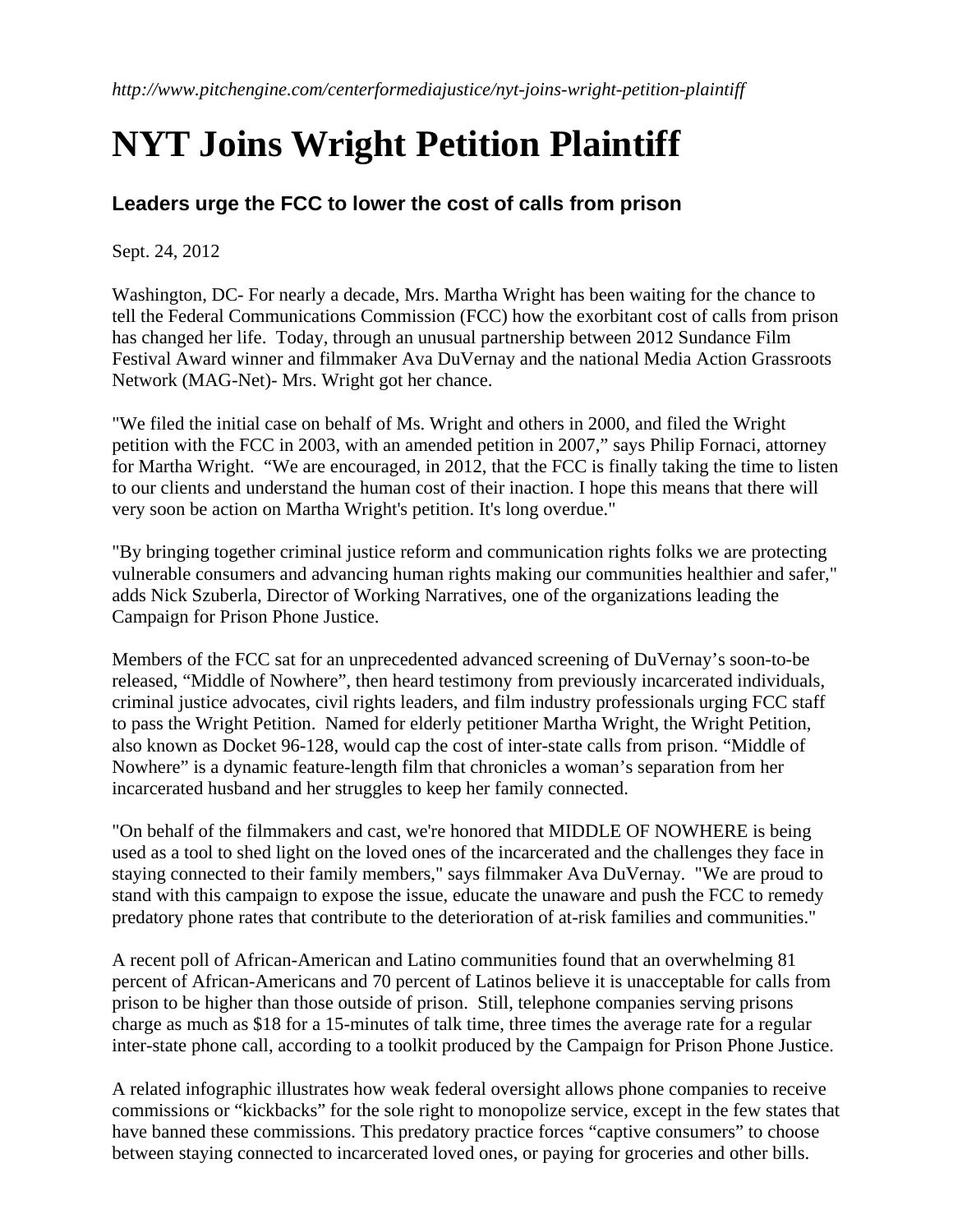*http://www.pitchengine.com/centerformediajustice/nyt-joins-wright-petition-plaintiff*

# NYT Joins Wright Petition Plaintiff

### Leaders urge the FCC to lower the cost of calls from prison

Sept. 24, 2012

Washington, DC- For nearly a decade, Mrs. Martha Wright has been waiting for the chance to tell the Federal Communications Commission (FCC) how the exorbitant cost of calls from prison has changed her life. Today, through an unusual partnership between 2012 Sundance Film Festival Award winner and filmmaker Ava DuVernay and the national Media Action Grassroots Network (MAG-Net)- Mrs. Wright got her chance.

"We filed the initial case on behalf of Ms. Wright and others in 2000, and filed the Wright petition with the FCC in 2003, with an amended petition in 2007," says Philip Fornaci, attorney for Martha Wright. "We are encouraged, in 2012, that the FCC is finally taking the time to listen to our clients and understand the human cost of their inaction. I hope this means that there will very soon be action on Martha Wright's petition. It's long overdue."

"By bringing together criminal justice reform and communication rights folks we are protecting vulnerable consumers and advancing human rights making our communities healthier and safer," adds Nick Szuberla, Director of Working Narratives, one of the organizations leading the Campaign for Prison Phone Justice.

Members of the FCC sat for an unprecedented advanced screening of DuVernay's soon-to-be released, "Middle of Nowhere", then heard testimony from previously incarcerated individuals, criminal justice advocates, civil rights leaders, and film industry professionals urging FCC staff to pass the Wright Petition. Named for elderly petitioner Martha Wright, the Wright Petition, also known as Docket 96-128, would cap the cost of inter-state calls from prison. "Middle of Nowhere" is a dynamic feature-length film that chronicles a woman's separation from her incarcerated husband and her struggles to keep her family connected.

"On behalf of the filmmakers and cast, we're honored that MIDDLE OF NOWHERE is being used as a tool to shed light on the loved ones of the incarcerated and the challenges they face in staying connected to their family members," says filmmaker Ava DuVernay. "We are proud to stand with this campaign to expose the issue, educate the unaware and push the FCC to remedy predatory phone rates that contribute to the deterioration of at-risk families and communities."

A recent poll of African-American and Latino communities found that an overwhelming 81 percent of African-Americans and 70 percent of Latinos believe it is unacceptable for calls from prison to be higher than those outside of prison. Still, telephone companies serving prisons charge as much as $18 for a 15-minutes of talk time, three times the average rate for a regular inter-state phone call, according to a toolkit produced by the Campaign for Prison Phone Justice.

A related infographic illustrates how weak federal oversight allows phone companies to receive commissions or "kickbacks" for the sole right to monopolize service, except in the few states that have banned these commissions. This predatory practice forces "captive consumers" to choose between staying connected to incarcerated loved ones, or paying for groceries and other bills.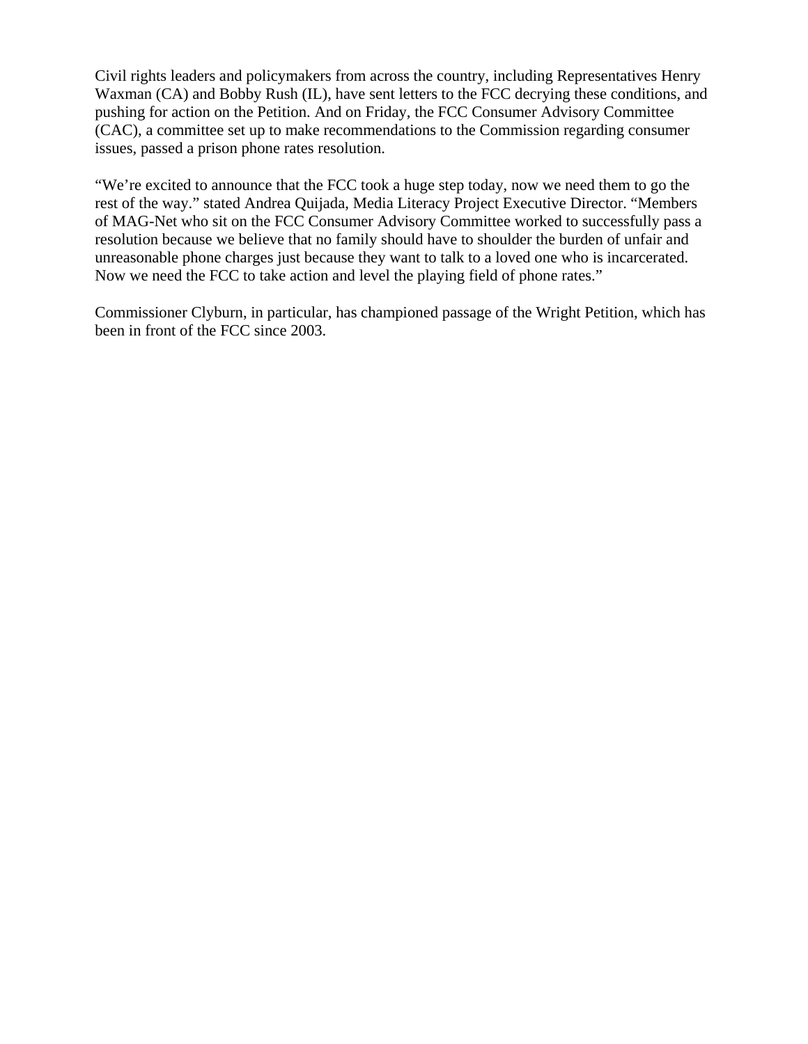Civil rights leaders and policymakers from across the country, including Representatives Henry Waxman (CA) and Bobby Rush (IL), have sent letters to the FCC decrying these conditions, and pushing for action on the Petition. And on Friday, the FCC Consumer Advisory Committee (CAC), a committee set up to make recommendations to the Commission regarding consumer issues, passed a prison phone rates resolution.

"We're excited to announce that the FCC took a huge step today, now we need them to go the rest of the way." stated Andrea Quijada, Media Literacy Project Executive Director. "Members of MAG-Net who sit on the FCC Consumer Advisory Committee worked to successfully pass a resolution because we believe that no family should have to shoulder the burden of unfair and unreasonable phone charges just because they want to talk to a loved one who is incarcerated. Now we need the FCC to take action and level the playing field of phone rates."

Commissioner Clyburn, in particular, has championed passage of the Wright Petition, which has been in front of the FCC since 2003.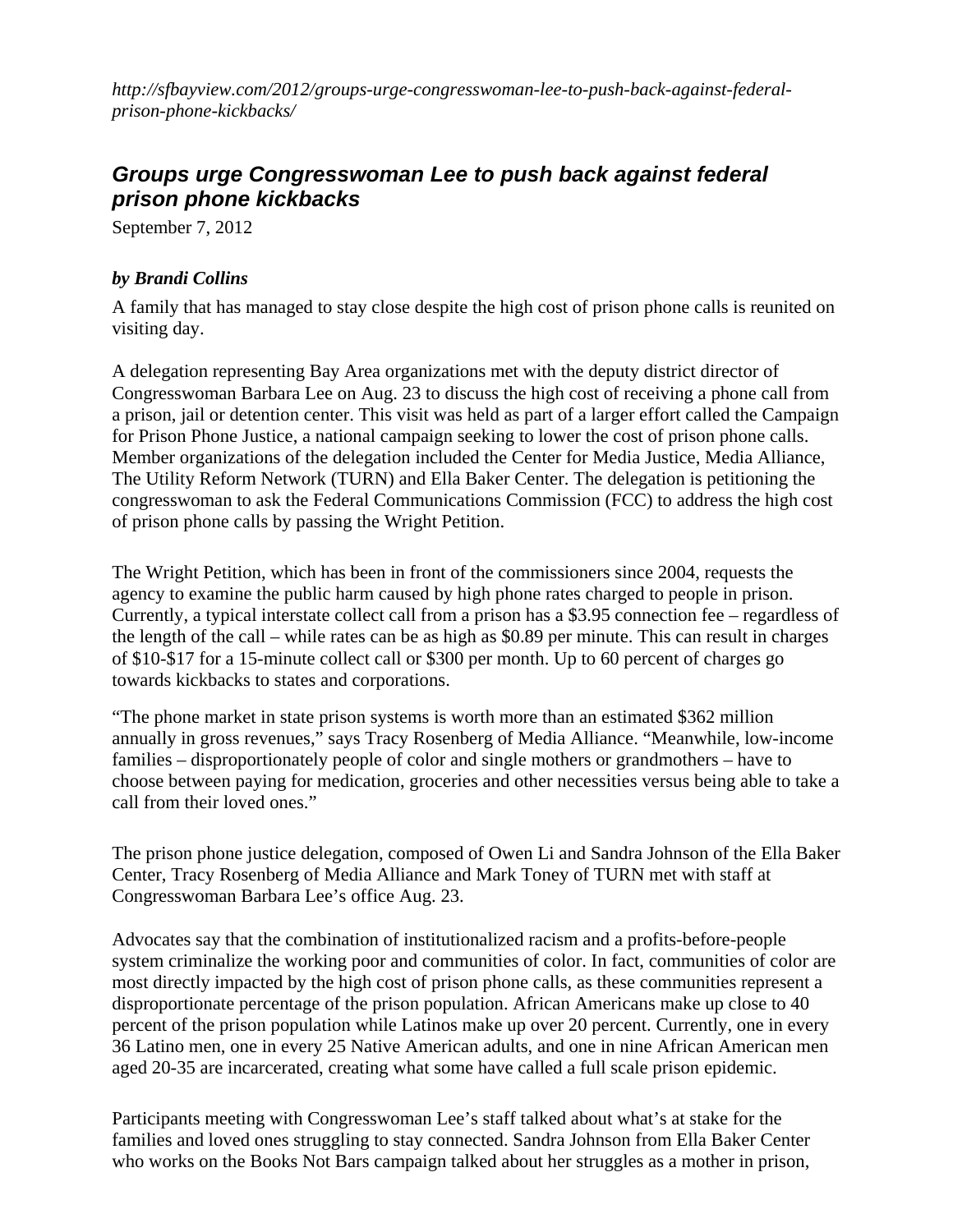*http://sfbayview.com/2012/groups-urge-congresswoman-lee-to-push-back-against-federal-prison-phone-kickbacks/*

## ***Groups urge Congresswoman Lee to push back against federal prison phone kickbacks***

September 7, 2012

***by Brandi Collins***

A family that has managed to stay close despite the high cost of prison phone calls is reunited on visiting day.

A delegation representing Bay Area organizations met with the deputy district director of Congresswoman Barbara Lee on Aug. 23 to discuss the high cost of receiving a phone call from a prison, jail or detention center. This visit was held as part of a larger effort called the Campaign for Prison Phone Justice, a national campaign seeking to lower the cost of prison phone calls. Member organizations of the delegation included the Center for Media Justice, Media Alliance, The Utility Reform Network (TURN) and Ella Baker Center. The delegation is petitioning the congresswoman to ask the Federal Communications Commission (FCC) to address the high cost of prison phone calls by passing the Wright Petition.

The Wright Petition, which has been in front of the commissioners since 2004, requests the agency to examine the public harm caused by high phone rates charged to people in prison. Currently, a typical interstate collect call from a prison has a $3.95 connection fee – regardless of the length of the call – while rates can be as high as $0.89 per minute. This can result in charges of $10-$17 for a 15-minute collect call or $300 per month. Up to 60 percent of charges go towards kickbacks to states and corporations.

"The phone market in state prison systems is worth more than an estimated $362 million annually in gross revenues," says Tracy Rosenberg of Media Alliance. "Meanwhile, low-income families – disproportionately people of color and single mothers or grandmothers – have to choose between paying for medication, groceries and other necessities versus being able to take a call from their loved ones."

The prison phone justice delegation, composed of Owen Li and Sandra Johnson of the Ella Baker Center, Tracy Rosenberg of Media Alliance and Mark Toney of TURN met with staff at Congresswoman Barbara Lee's office Aug. 23.

Advocates say that the combination of institutionalized racism and a profits-before-people system criminalize the working poor and communities of color. In fact, communities of color are most directly impacted by the high cost of prison phone calls, as these communities represent a disproportionate percentage of the prison population. African Americans make up close to 40 percent of the prison population while Latinos make up over 20 percent. Currently, one in every 36 Latino men, one in every 25 Native American adults, and one in nine African American men aged 20-35 are incarcerated, creating what some have called a full scale prison epidemic.

Participants meeting with Congresswoman Lee's staff talked about what's at stake for the families and loved ones struggling to stay connected. Sandra Johnson from Ella Baker Center who works on the Books Not Bars campaign talked about her struggles as a mother in prison,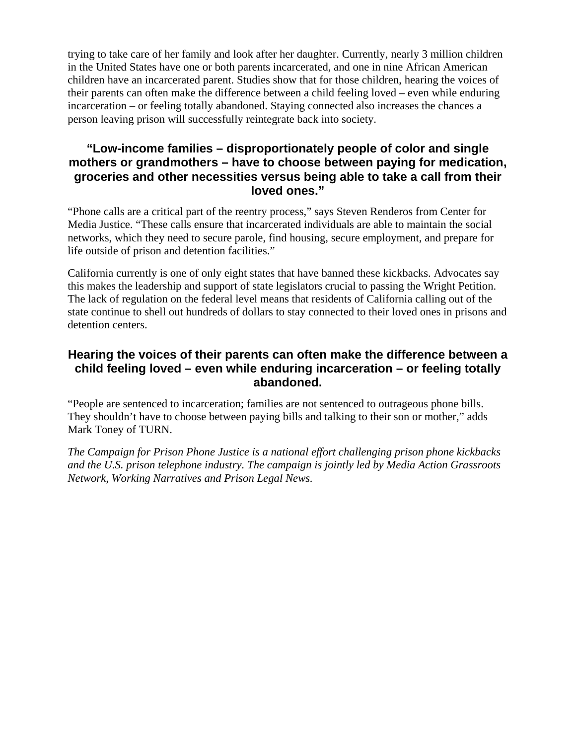trying to take care of her family and look after her daughter. Currently, nearly 3 million children in the United States have one or both parents incarcerated, and one in nine African American children have an incarcerated parent. Studies show that for those children, hearing the voices of their parents can often make the difference between a child feeling loved – even while enduring incarceration – or feeling totally abandoned. Staying connected also increases the chances a person leaving prison will successfully reintegrate back into society.

### "Low-income families – disproportionately people of color and single mothers or grandmothers – have to choose between paying for medication, groceries and other necessities versus being able to take a call from their loved ones."

"Phone calls are a critical part of the reentry process," says Steven Renderos from Center for Media Justice. "These calls ensure that incarcerated individuals are able to maintain the social networks, which they need to secure parole, find housing, secure employment, and prepare for life outside of prison and detention facilities."

California currently is one of only eight states that have banned these kickbacks. Advocates say this makes the leadership and support of state legislators crucial to passing the Wright Petition. The lack of regulation on the federal level means that residents of California calling out of the state continue to shell out hundreds of dollars to stay connected to their loved ones in prisons and detention centers.

### Hearing the voices of their parents can often make the difference between a child feeling loved – even while enduring incarceration – or feeling totally abandoned.

"People are sentenced to incarceration; families are not sentenced to outrageous phone bills. They shouldn't have to choose between paying bills and talking to their son or mother," adds Mark Toney of TURN.

*The Campaign for Prison Phone Justice is a national effort challenging prison phone kickbacks and the U.S. prison telephone industry. The campaign is jointly led by Media Action Grassroots Network, Working Narratives and Prison Legal News.*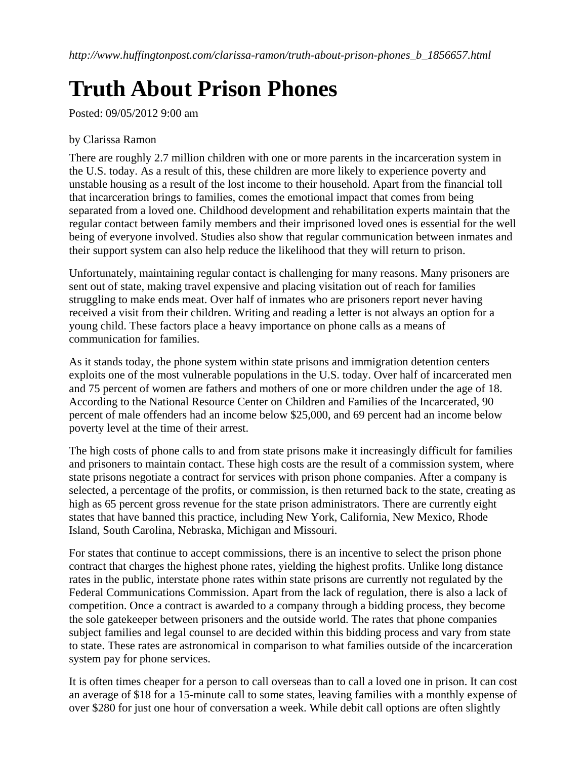*http://www.huffingtonpost.com/clarissa-ramon/truth-about-prison-phones_b_1856657.html*

# Truth About Prison Phones

Posted: 09/05/2012 9:00 am

by Clarissa Ramon

There are roughly 2.7 million children with one or more parents in the incarceration system in the U.S. today. As a result of this, these children are more likely to experience poverty and unstable housing as a result of the lost income to their household. Apart from the financial toll that incarceration brings to families, comes the emotional impact that comes from being separated from a loved one. Childhood development and rehabilitation experts maintain that the regular contact between family members and their imprisoned loved ones is essential for the well being of everyone involved. Studies also show that regular communication between inmates and their support system can also help reduce the likelihood that they will return to prison.

Unfortunately, maintaining regular contact is challenging for many reasons. Many prisoners are sent out of state, making travel expensive and placing visitation out of reach for families struggling to make ends meat. Over half of inmates who are prisoners report never having received a visit from their children. Writing and reading a letter is not always an option for a young child. These factors place a heavy importance on phone calls as a means of communication for families.

As it stands today, the phone system within state prisons and immigration detention centers exploits one of the most vulnerable populations in the U.S. today. Over half of incarcerated men and 75 percent of women are fathers and mothers of one or more children under the age of 18. According to the National Resource Center on Children and Families of the Incarcerated, 90 percent of male offenders had an income below $25,000, and 69 percent had an income below poverty level at the time of their arrest.

The high costs of phone calls to and from state prisons make it increasingly difficult for families and prisoners to maintain contact. These high costs are the result of a commission system, where state prisons negotiate a contract for services with prison phone companies. After a company is selected, a percentage of the profits, or commission, is then returned back to the state, creating as high as 65 percent gross revenue for the state prison administrators. There are currently eight states that have banned this practice, including New York, California, New Mexico, Rhode Island, South Carolina, Nebraska, Michigan and Missouri.

For states that continue to accept commissions, there is an incentive to select the prison phone contract that charges the highest phone rates, yielding the highest profits. Unlike long distance rates in the public, interstate phone rates within state prisons are currently not regulated by the Federal Communications Commission. Apart from the lack of regulation, there is also a lack of competition. Once a contract is awarded to a company through a bidding process, they become the sole gatekeeper between prisoners and the outside world. The rates that phone companies subject families and legal counsel to are decided within this bidding process and vary from state to state. These rates are astronomical in comparison to what families outside of the incarceration system pay for phone services.

It is often times cheaper for a person to call overseas than to call a loved one in prison. It can cost an average of $18 for a 15-minute call to some states, leaving families with a monthly expense of over $280 for just one hour of conversation a week. While debit call options are often slightly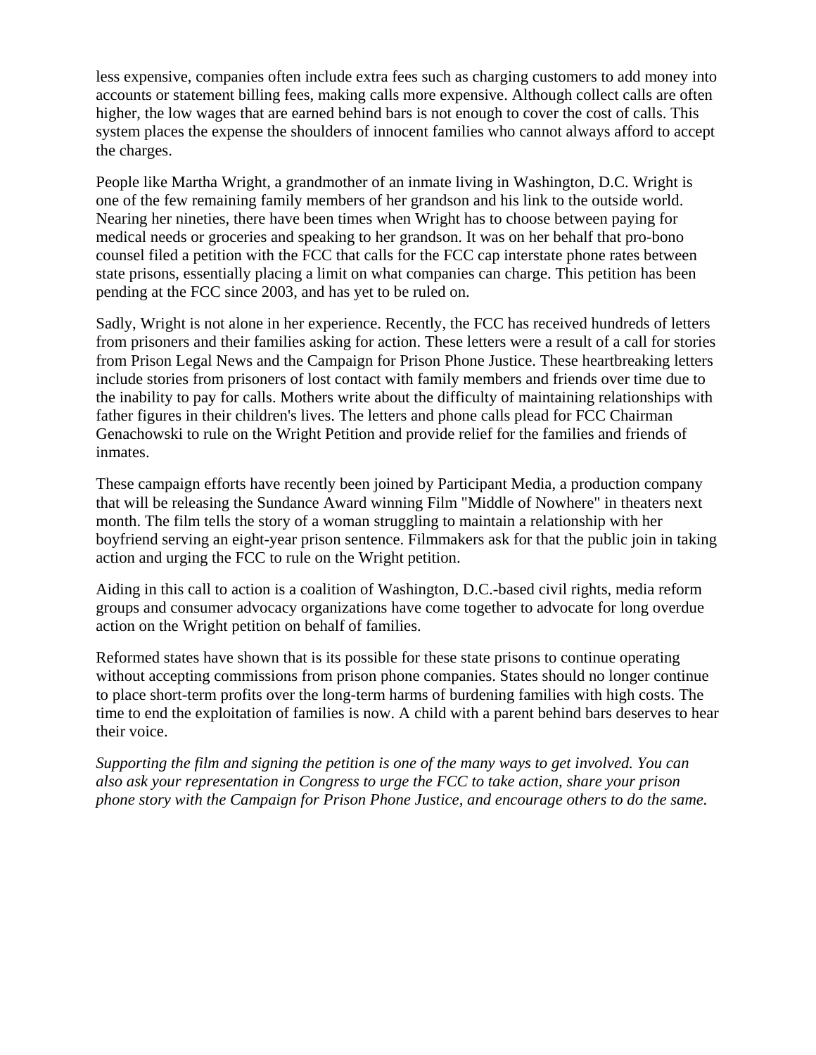less expensive, companies often include extra fees such as charging customers to add money into accounts or statement billing fees, making calls more expensive. Although collect calls are often higher, the low wages that are earned behind bars is not enough to cover the cost of calls. This system places the expense the shoulders of innocent families who cannot always afford to accept the charges.

People like Martha Wright, a grandmother of an inmate living in Washington, D.C. Wright is one of the few remaining family members of her grandson and his link to the outside world. Nearing her nineties, there have been times when Wright has to choose between paying for medical needs or groceries and speaking to her grandson. It was on her behalf that pro-bono counsel filed a petition with the FCC that calls for the FCC cap interstate phone rates between state prisons, essentially placing a limit on what companies can charge. This petition has been pending at the FCC since 2003, and has yet to be ruled on.

Sadly, Wright is not alone in her experience. Recently, the FCC has received hundreds of letters from prisoners and their families asking for action. These letters were a result of a call for stories from Prison Legal News and the Campaign for Prison Phone Justice. These heartbreaking letters include stories from prisoners of lost contact with family members and friends over time due to the inability to pay for calls. Mothers write about the difficulty of maintaining relationships with father figures in their children's lives. The letters and phone calls plead for FCC Chairman Genachowski to rule on the Wright Petition and provide relief for the families and friends of inmates.

These campaign efforts have recently been joined by Participant Media, a production company that will be releasing the Sundance Award winning Film "Middle of Nowhere" in theaters next month. The film tells the story of a woman struggling to maintain a relationship with her boyfriend serving an eight-year prison sentence. Filmmakers ask for that the public join in taking action and urging the FCC to rule on the Wright petition.

Aiding in this call to action is a coalition of Washington, D.C.-based civil rights, media reform groups and consumer advocacy organizations have come together to advocate for long overdue action on the Wright petition on behalf of families.

Reformed states have shown that is its possible for these state prisons to continue operating without accepting commissions from prison phone companies. States should no longer continue to place short-term profits over the long-term harms of burdening families with high costs. The time to end the exploitation of families is now. A child with a parent behind bars deserves to hear their voice.

*Supporting the film and signing the petition is one of the many ways to get involved. You can also ask your representation in Congress to urge the FCC to take action, share your prison phone story with the Campaign for Prison Phone Justice, and encourage others to do the same.*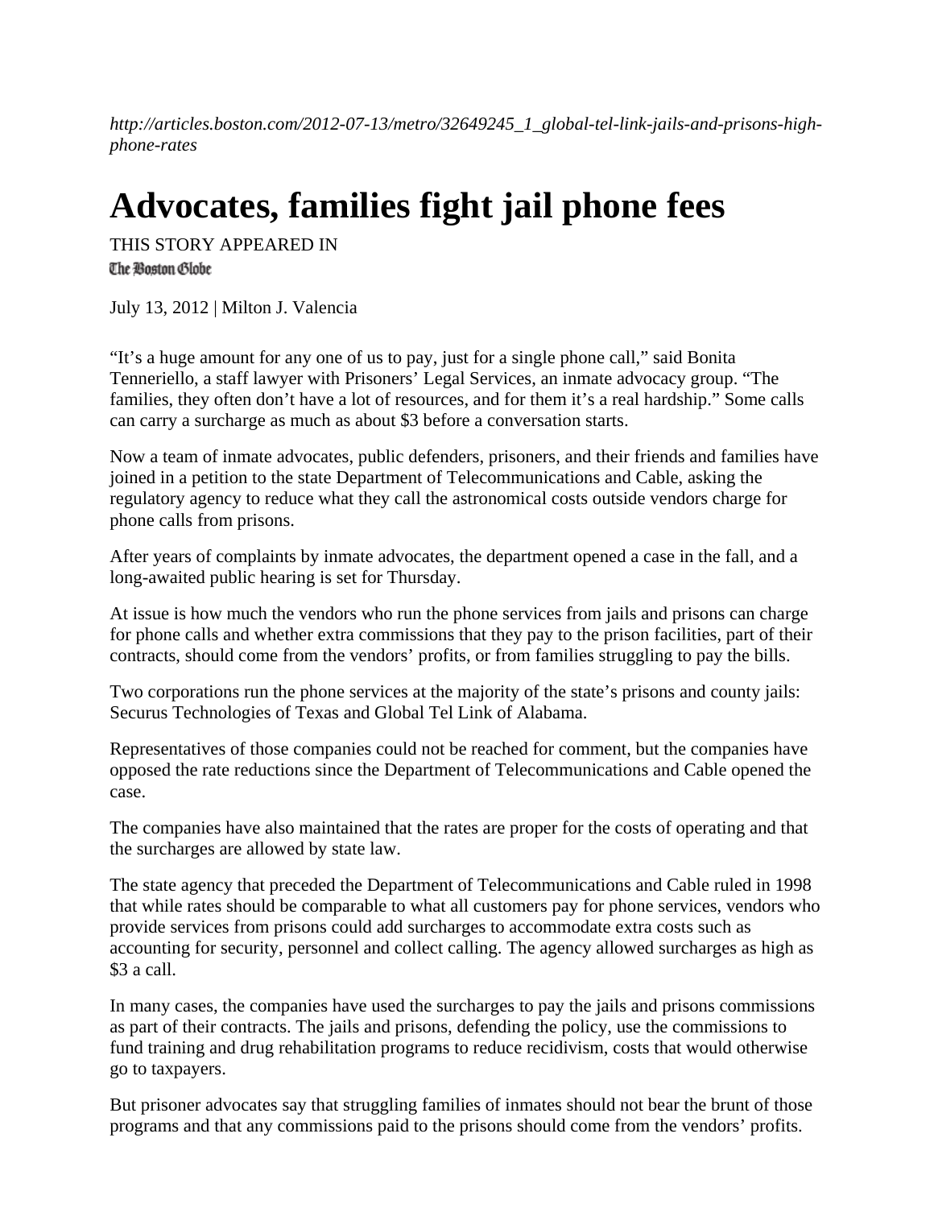*http://articles.boston.com/2012-07-13/metro/32649245_1_global-tel-link-jails-and-prisons-high-phone-rates*

# Advocates, families fight jail phone fees

THIS STORY APPEARED IN
The Boston Globe

July 13, 2012 | Milton J. Valencia

"It's a huge amount for any one of us to pay, just for a single phone call," said Bonita Tenneriello, a staff lawyer with Prisoners' Legal Services, an inmate advocacy group. "The families, they often don't have a lot of resources, and for them it's a real hardship." Some calls can carry a surcharge as much as about $3 before a conversation starts.

Now a team of inmate advocates, public defenders, prisoners, and their friends and families have joined in a petition to the state Department of Telecommunications and Cable, asking the regulatory agency to reduce what they call the astronomical costs outside vendors charge for phone calls from prisons.

After years of complaints by inmate advocates, the department opened a case in the fall, and a long-awaited public hearing is set for Thursday.

At issue is how much the vendors who run the phone services from jails and prisons can charge for phone calls and whether extra commissions that they pay to the prison facilities, part of their contracts, should come from the vendors' profits, or from families struggling to pay the bills.

Two corporations run the phone services at the majority of the state's prisons and county jails: Securus Technologies of Texas and Global Tel Link of Alabama.

Representatives of those companies could not be reached for comment, but the companies have opposed the rate reductions since the Department of Telecommunications and Cable opened the case.

The companies have also maintained that the rates are proper for the costs of operating and that the surcharges are allowed by state law.

The state agency that preceded the Department of Telecommunications and Cable ruled in 1998 that while rates should be comparable to what all customers pay for phone services, vendors who provide services from prisons could add surcharges to accommodate extra costs such as accounting for security, personnel and collect calling. The agency allowed surcharges as high as $3 a call.

In many cases, the companies have used the surcharges to pay the jails and prisons commissions as part of their contracts. The jails and prisons, defending the policy, use the commissions to fund training and drug rehabilitation programs to reduce recidivism, costs that would otherwise go to taxpayers.

But prisoner advocates say that struggling families of inmates should not bear the brunt of those programs and that any commissions paid to the prisons should come from the vendors' profits.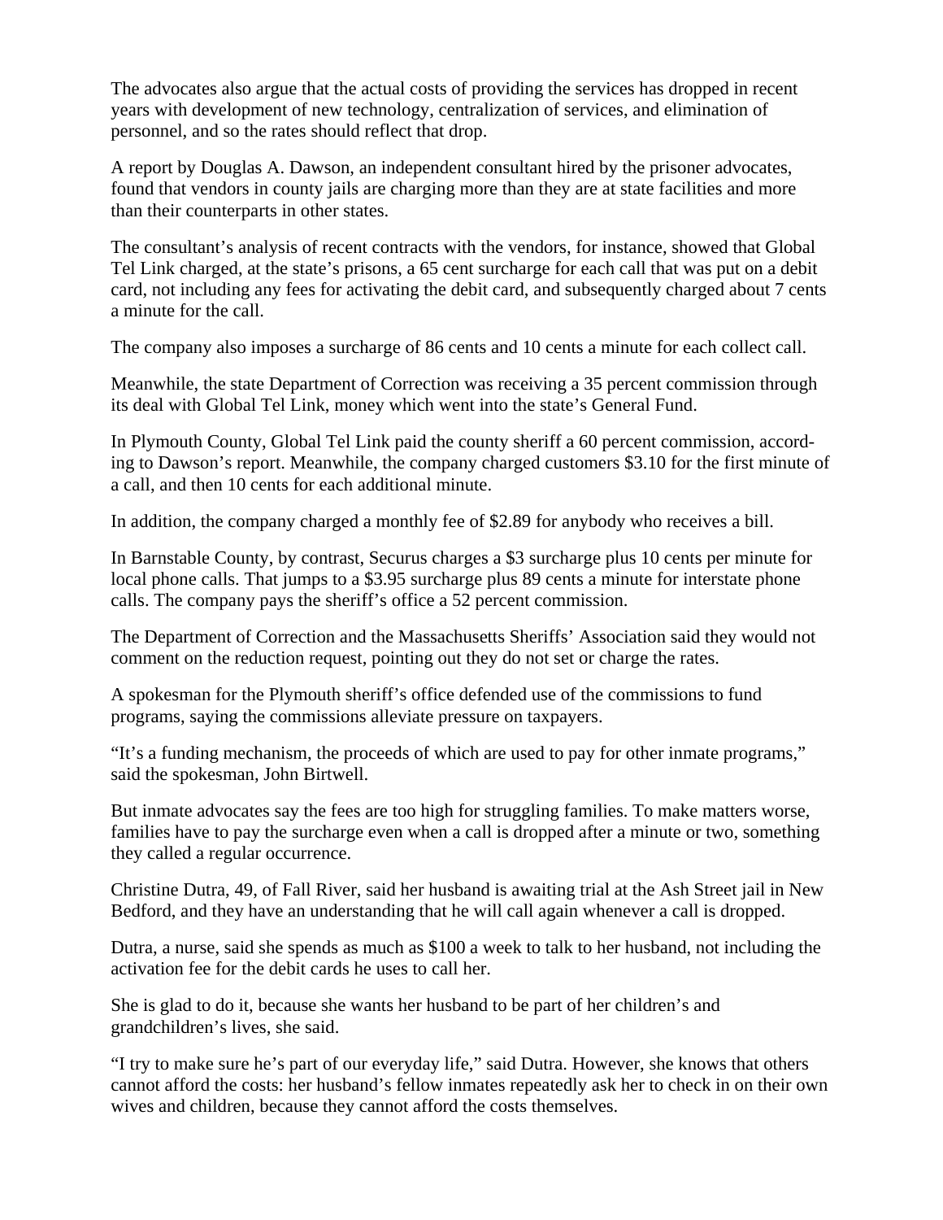The advocates also argue that the actual costs of providing the services has dropped in recent years with development of new technology, centralization of services, and elimination of personnel, and so the rates should reflect that drop.

A report by Douglas A. Dawson, an independent consultant hired by the prisoner advocates, found that vendors in county jails are charging more than they are at state facilities and more than their counterparts in other states.

The consultant's analysis of recent contracts with the vendors, for instance, showed that Global Tel Link charged, at the state's prisons, a 65 cent surcharge for each call that was put on a debit card, not including any fees for activating the debit card, and subsequently charged about 7 cents a minute for the call.

The company also imposes a surcharge of 86 cents and 10 cents a minute for each collect call.

Meanwhile, the state Department of Correction was receiving a 35 percent commission through its deal with Global Tel Link, money which went into the state's General Fund.

In Plymouth County, Global Tel Link paid the county sheriff a 60 percent commission, according to Dawson's report. Meanwhile, the company charged customers $3.10 for the first minute of a call, and then 10 cents for each additional minute.

In addition, the company charged a monthly fee of $2.89 for anybody who receives a bill.

In Barnstable County, by contrast, Securus charges a $3 surcharge plus 10 cents per minute for local phone calls. That jumps to a $3.95 surcharge plus 89 cents a minute for interstate phone calls. The company pays the sheriff's office a 52 percent commission.

The Department of Correction and the Massachusetts Sheriffs' Association said they would not comment on the reduction request, pointing out they do not set or charge the rates.

A spokesman for the Plymouth sheriff's office defended use of the commissions to fund programs, saying the commissions alleviate pressure on taxpayers.

"It's a funding mechanism, the proceeds of which are used to pay for other inmate programs," said the spokesman, John Birtwell.

But inmate advocates say the fees are too high for struggling families. To make matters worse, families have to pay the surcharge even when a call is dropped after a minute or two, something they called a regular occurrence.

Christine Dutra, 49, of Fall River, said her husband is awaiting trial at the Ash Street jail in New Bedford, and they have an understanding that he will call again whenever a call is dropped.

Dutra, a nurse, said she spends as much as $100 a week to talk to her husband, not including the activation fee for the debit cards he uses to call her.

She is glad to do it, because she wants her husband to be part of her children's and grandchildren's lives, she said.

"I try to make sure he's part of our everyday life," said Dutra. However, she knows that others cannot afford the costs: her husband's fellow inmates repeatedly ask her to check in on their own wives and children, because they cannot afford the costs themselves.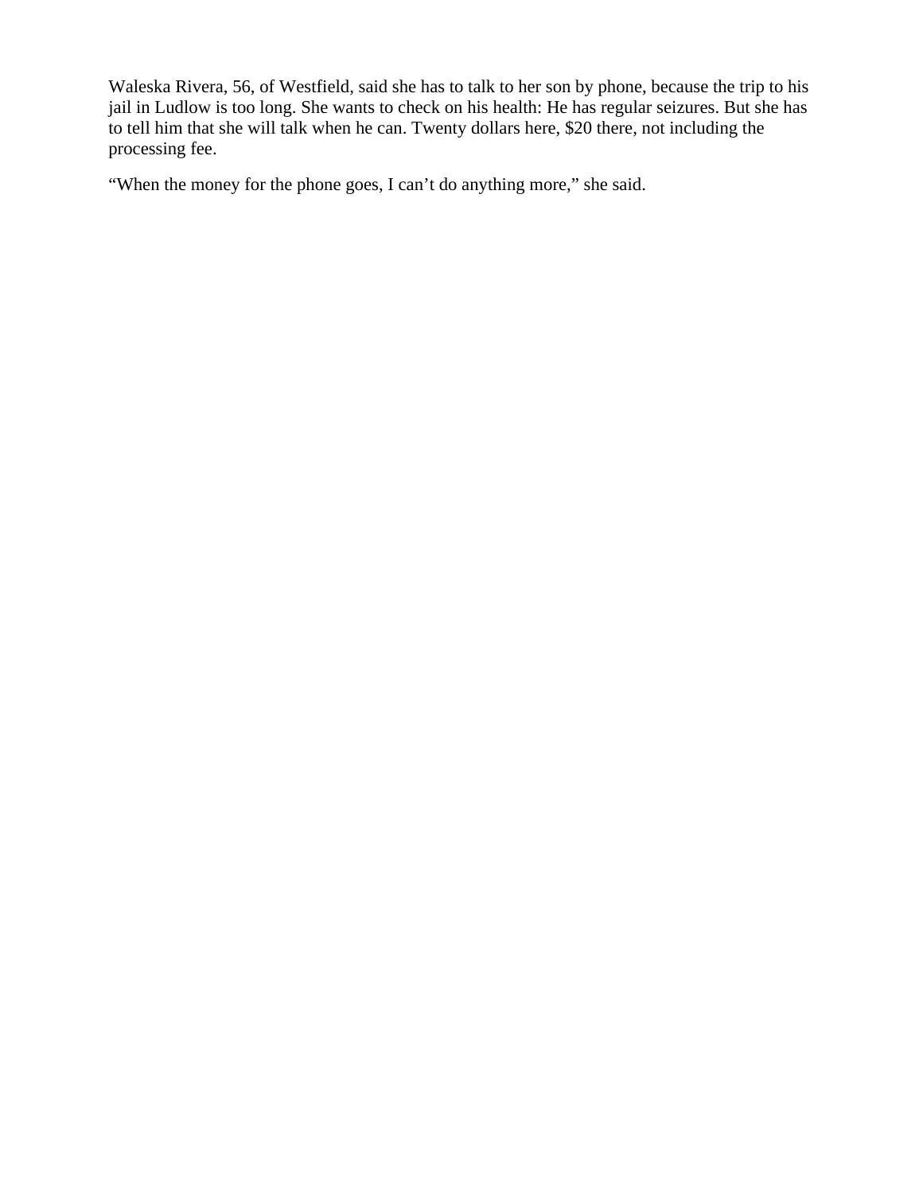Waleska Rivera, 56, of Westfield, said she has to talk to her son by phone, because the trip to his jail in Ludlow is too long. She wants to check on his health: He has regular seizures. But she has to tell him that she will talk when he can. Twenty dollars here, $20 there, not including the processing fee.

“When the money for the phone goes, I can’t do anything more,” she said.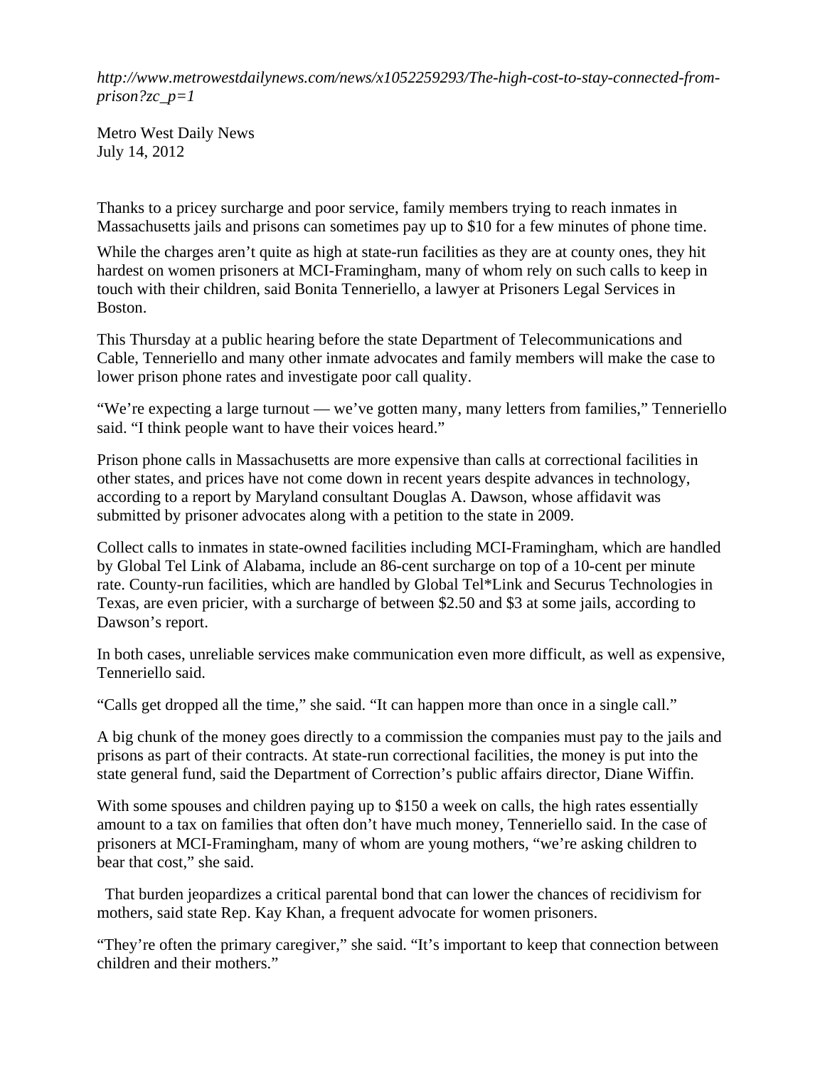*http://www.metrowestdailynews.com/news/x1052259293/The-high-cost-to-stay-connected-from-prison?zc_p=1*

Metro West Daily News
July 14, 2012

Thanks to a pricey surcharge and poor service, family members trying to reach inmates in Massachusetts jails and prisons can sometimes pay up to $10 for a few minutes of phone time.

While the charges aren't quite as high at state-run facilities as they are at county ones, they hit hardest on women prisoners at MCI-Framingham, many of whom rely on such calls to keep in touch with their children, said Bonita Tenneriello, a lawyer at Prisoners Legal Services in Boston.

This Thursday at a public hearing before the state Department of Telecommunications and Cable, Tenneriello and many other inmate advocates and family members will make the case to lower prison phone rates and investigate poor call quality.

"We're expecting a large turnout — we've gotten many, many letters from families," Tenneriello said. "I think people want to have their voices heard."

Prison phone calls in Massachusetts are more expensive than calls at correctional facilities in other states, and prices have not come down in recent years despite advances in technology, according to a report by Maryland consultant Douglas A. Dawson, whose affidavit was submitted by prisoner advocates along with a petition to the state in 2009.

Collect calls to inmates in state-owned facilities including MCI-Framingham, which are handled by Global Tel Link of Alabama, include an 86-cent surcharge on top of a 10-cent per minute rate. County-run facilities, which are handled by Global Tel*Link and Securus Technologies in Texas, are even pricier, with a surcharge of between $2.50 and $3 at some jails, according to Dawson's report.

In both cases, unreliable services make communication even more difficult, as well as expensive, Tenneriello said.

"Calls get dropped all the time," she said. "It can happen more than once in a single call."

A big chunk of the money goes directly to a commission the companies must pay to the jails and prisons as part of their contracts. At state-run correctional facilities, the money is put into the state general fund, said the Department of Correction's public affairs director, Diane Wiffin.

With some spouses and children paying up to $150 a week on calls, the high rates essentially amount to a tax on families that often don't have much money, Tenneriello said. In the case of prisoners at MCI-Framingham, many of whom are young mothers, "we're asking children to bear that cost," she said.

That burden jeopardizes a critical parental bond that can lower the chances of recidivism for mothers, said state Rep. Kay Khan, a frequent advocate for women prisoners.

"They're often the primary caregiver," she said. "It's important to keep that connection between children and their mothers."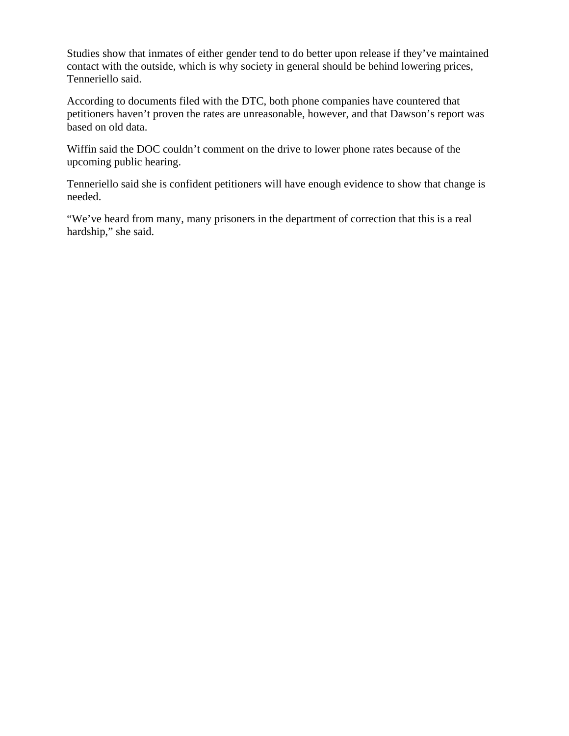Studies show that inmates of either gender tend to do better upon release if they've maintained contact with the outside, which is why society in general should be behind lowering prices, Tenneriello said.

According to documents filed with the DTC, both phone companies have countered that petitioners haven't proven the rates are unreasonable, however, and that Dawson's report was based on old data.

Wiffin said the DOC couldn't comment on the drive to lower phone rates because of the upcoming public hearing.

Tenneriello said she is confident petitioners will have enough evidence to show that change is needed.

"We've heard from many, many prisoners in the department of correction that this is a real hardship," she said.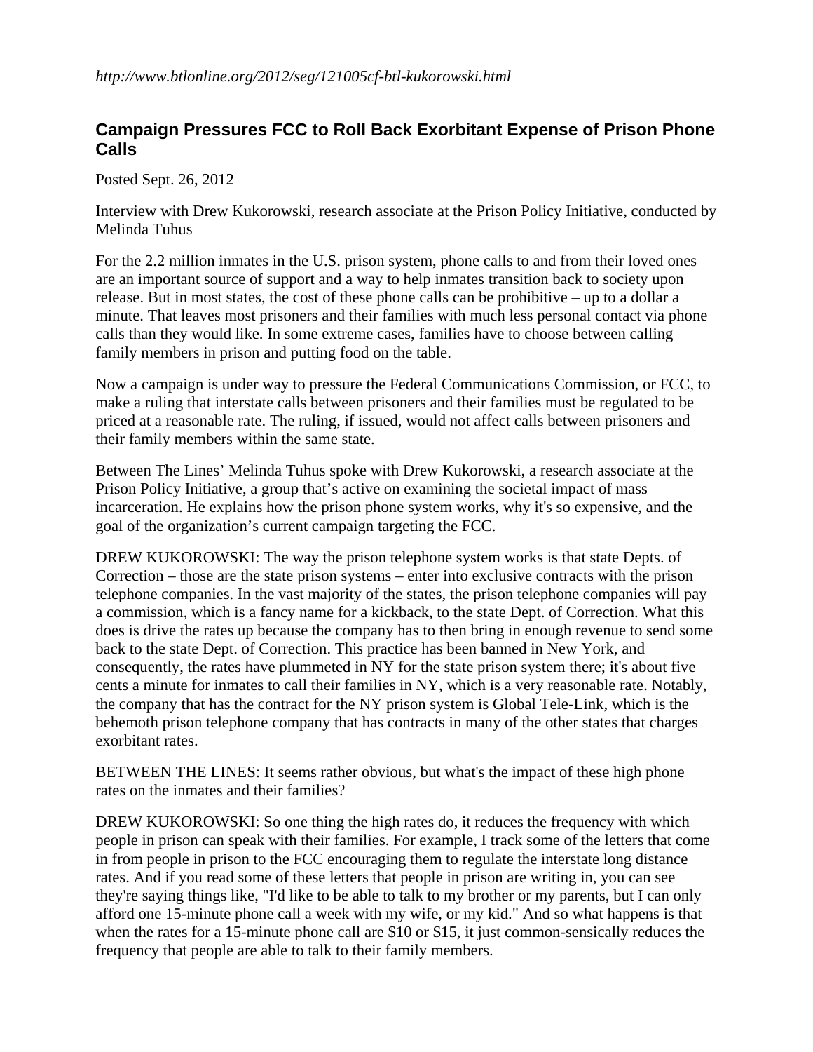*http://www.btlonline.org/2012/seg/121005cf-btl-kukorowski.html*

## Campaign Pressures FCC to Roll Back Exorbitant Expense of Prison Phone Calls

Posted Sept. 26, 2012

Interview with Drew Kukorowski, research associate at the Prison Policy Initiative, conducted by Melinda Tuhus

For the 2.2 million inmates in the U.S. prison system, phone calls to and from their loved ones are an important source of support and a way to help inmates transition back to society upon release. But in most states, the cost of these phone calls can be prohibitive – up to a dollar a minute. That leaves most prisoners and their families with much less personal contact via phone calls than they would like. In some extreme cases, families have to choose between calling family members in prison and putting food on the table.

Now a campaign is under way to pressure the Federal Communications Commission, or FCC, to make a ruling that interstate calls between prisoners and their families must be regulated to be priced at a reasonable rate. The ruling, if issued, would not affect calls between prisoners and their family members within the same state.

Between The Lines' Melinda Tuhus spoke with Drew Kukorowski, a research associate at the Prison Policy Initiative, a group that's active on examining the societal impact of mass incarceration. He explains how the prison phone system works, why it's so expensive, and the goal of the organization's current campaign targeting the FCC.

DREW KUKOROWSKI: The way the prison telephone system works is that state Depts. of Correction – those are the state prison systems – enter into exclusive contracts with the prison telephone companies. In the vast majority of the states, the prison telephone companies will pay a commission, which is a fancy name for a kickback, to the state Dept. of Correction. What this does is drive the rates up because the company has to then bring in enough revenue to send some back to the state Dept. of Correction. This practice has been banned in New York, and consequently, the rates have plummeted in NY for the state prison system there; it's about five cents a minute for inmates to call their families in NY, which is a very reasonable rate. Notably, the company that has the contract for the NY prison system is Global Tele-Link, which is the behemoth prison telephone company that has contracts in many of the other states that charges exorbitant rates.

BETWEEN THE LINES: It seems rather obvious, but what's the impact of these high phone rates on the inmates and their families?

DREW KUKOROWSKI: So one thing the high rates do, it reduces the frequency with which people in prison can speak with their families. For example, I track some of the letters that come in from people in prison to the FCC encouraging them to regulate the interstate long distance rates. And if you read some of these letters that people in prison are writing in, you can see they're saying things like, "I'd like to be able to talk to my brother or my parents, but I can only afford one 15-minute phone call a week with my wife, or my kid." And so what happens is that when the rates for a 15-minute phone call are $10 or $15, it just common-sensically reduces the frequency that people are able to talk to their family members.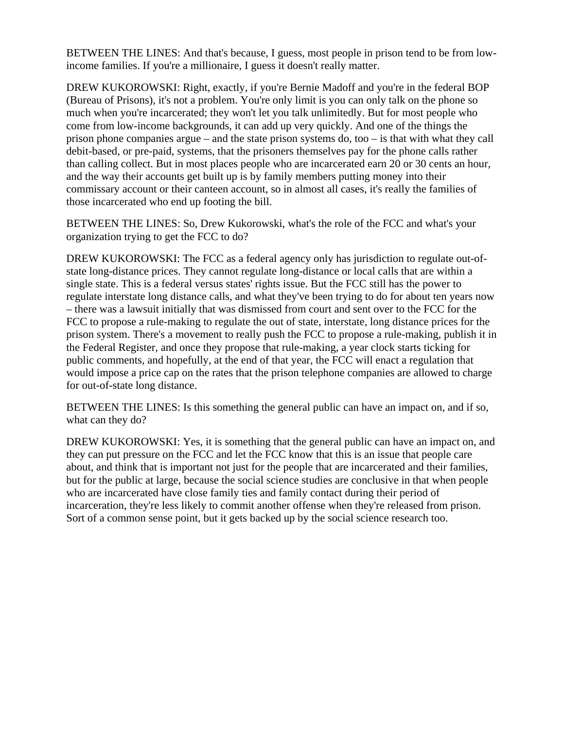BETWEEN THE LINES: And that's because, I guess, most people in prison tend to be from low-income families. If you're a millionaire, I guess it doesn't really matter.

DREW KUKOROWSKI: Right, exactly, if you're Bernie Madoff and you're in the federal BOP (Bureau of Prisons), it's not a problem. You're only limit is you can only talk on the phone so much when you're incarcerated; they won't let you talk unlimitedly. But for most people who come from low-income backgrounds, it can add up very quickly. And one of the things the prison phone companies argue – and the state prison systems do, too – is that with what they call debit-based, or pre-paid, systems, that the prisoners themselves pay for the phone calls rather than calling collect. But in most places people who are incarcerated earn 20 or 30 cents an hour, and the way their accounts get built up is by family members putting money into their commissary account or their canteen account, so in almost all cases, it's really the families of those incarcerated who end up footing the bill.

BETWEEN THE LINES: So, Drew Kukorowski, what's the role of the FCC and what's your organization trying to get the FCC to do?

DREW KUKOROWSKI: The FCC as a federal agency only has jurisdiction to regulate out-of-state long-distance prices. They cannot regulate long-distance or local calls that are within a single state. This is a federal versus states' rights issue. But the FCC still has the power to regulate interstate long distance calls, and what they've been trying to do for about ten years now – there was a lawsuit initially that was dismissed from court and sent over to the FCC for the FCC to propose a rule-making to regulate the out of state, interstate, long distance prices for the prison system. There's a movement to really push the FCC to propose a rule-making, publish it in the Federal Register, and once they propose that rule-making, a year clock starts ticking for public comments, and hopefully, at the end of that year, the FCC will enact a regulation that would impose a price cap on the rates that the prison telephone companies are allowed to charge for out-of-state long distance.

BETWEEN THE LINES: Is this something the general public can have an impact on, and if so, what can they do?

DREW KUKOROWSKI: Yes, it is something that the general public can have an impact on, and they can put pressure on the FCC and let the FCC know that this is an issue that people care about, and think that is important not just for the people that are incarcerated and their families, but for the public at large, because the social science studies are conclusive in that when people who are incarcerated have close family ties and family contact during their period of incarceration, they're less likely to commit another offense when they're released from prison. Sort of a common sense point, but it gets backed up by the social science research too.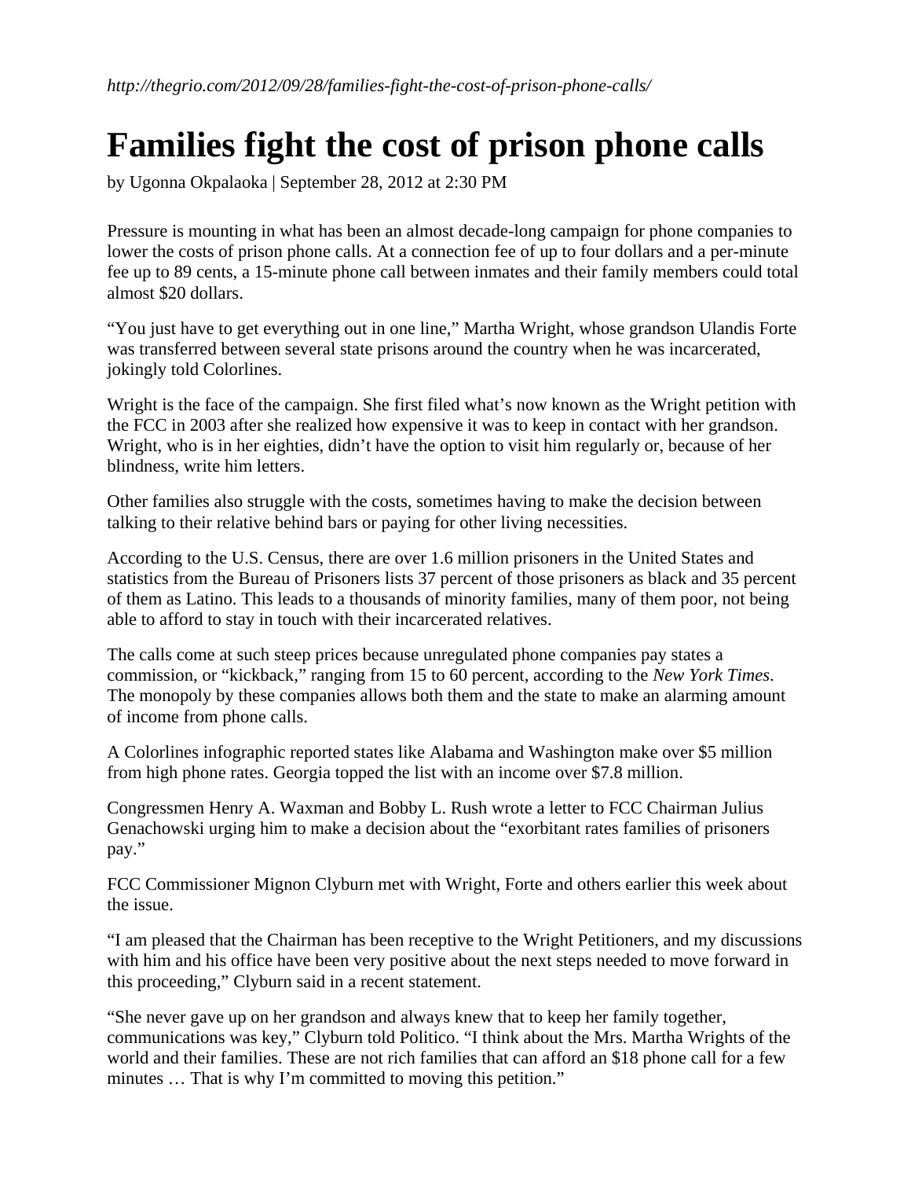*http://thegrio.com/2012/09/28/families-fight-the-cost-of-prison-phone-calls/*

# Families fight the cost of prison phone calls

by Ugonna Okpalaoka | September 28, 2012 at 2:30 PM

Pressure is mounting in what has been an almost decade-long campaign for phone companies to lower the costs of prison phone calls. At a connection fee of up to four dollars and a per-minute fee up to 89 cents, a 15-minute phone call between inmates and their family members could total almost $20 dollars.

"You just have to get everything out in one line," Martha Wright, whose grandson Ulandis Forte was transferred between several state prisons around the country when he was incarcerated, jokingly told Colorlines.

Wright is the face of the campaign. She first filed what's now known as the Wright petition with the FCC in 2003 after she realized how expensive it was to keep in contact with her grandson. Wright, who is in her eighties, didn't have the option to visit him regularly or, because of her blindness, write him letters.

Other families also struggle with the costs, sometimes having to make the decision between talking to their relative behind bars or paying for other living necessities.

According to the U.S. Census, there are over 1.6 million prisoners in the United States and statistics from the Bureau of Prisoners lists 37 percent of those prisoners as black and 35 percent of them as Latino. This leads to a thousands of minority families, many of them poor, not being able to afford to stay in touch with their incarcerated relatives.

The calls come at such steep prices because unregulated phone companies pay states a commission, or "kickback," ranging from 15 to 60 percent, according to the *New York Times*. The monopoly by these companies allows both them and the state to make an alarming amount of income from phone calls.

A Colorlines infographic reported states like Alabama and Washington make over $5 million from high phone rates. Georgia topped the list with an income over $7.8 million.

Congressmen Henry A. Waxman and Bobby L. Rush wrote a letter to FCC Chairman Julius Genachowski urging him to make a decision about the "exorbitant rates families of prisoners pay."

FCC Commissioner Mignon Clyburn met with Wright, Forte and others earlier this week about the issue.

"I am pleased that the Chairman has been receptive to the Wright Petitioners, and my discussions with him and his office have been very positive about the next steps needed to move forward in this proceeding," Clyburn said in a recent statement.

"She never gave up on her grandson and always knew that to keep her family together, communications was key," Clyburn told Politico. "I think about the Mrs. Martha Wrights of the world and their families. These are not rich families that can afford an $18 phone call for a few minutes … That is why I'm committed to moving this petition."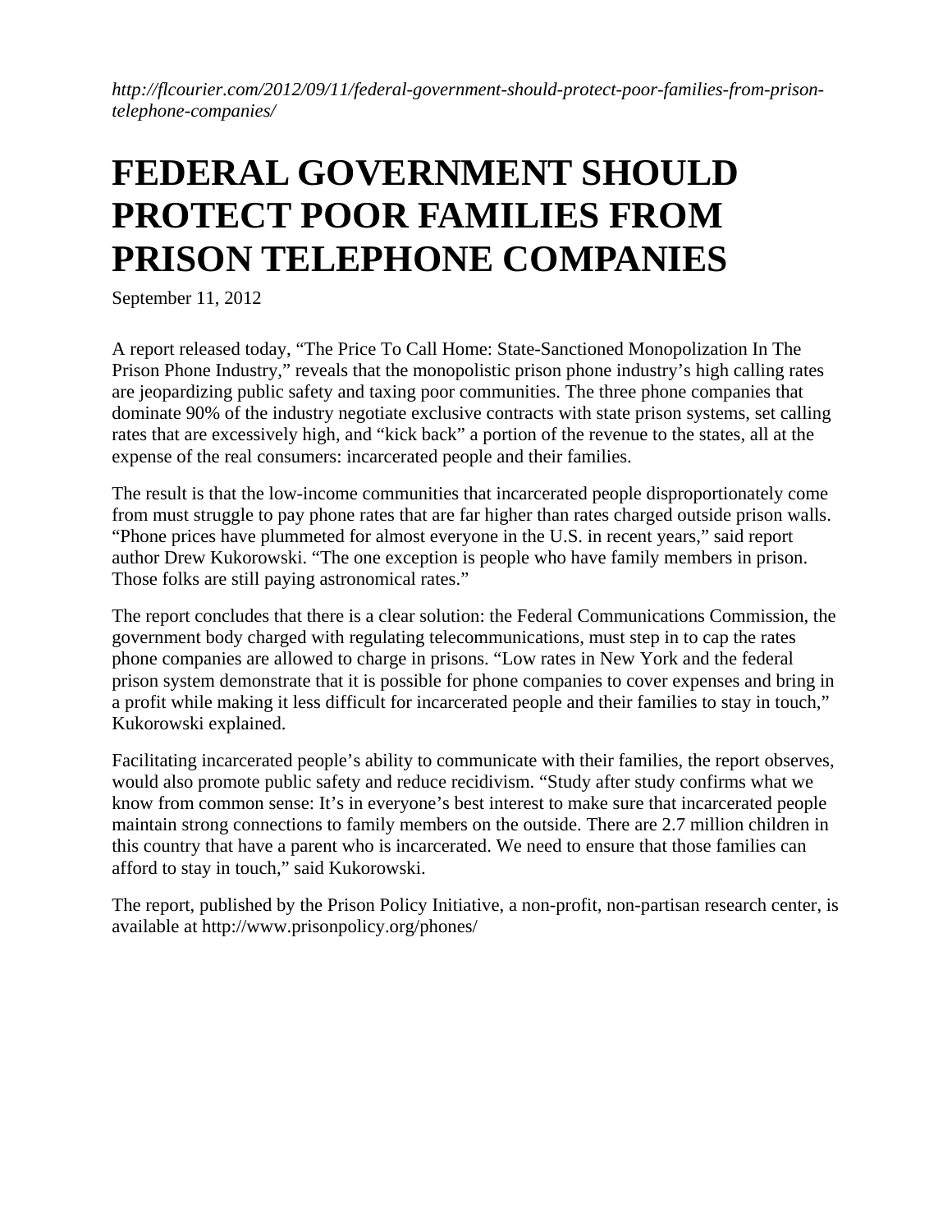*http://flcourier.com/2012/09/11/federal-government-should-protect-poor-families-from-prison-telephone-companies/*

# FEDERAL GOVERNMENT SHOULD PROTECT POOR FAMILIES FROM PRISON TELEPHONE COMPANIES

September 11, 2012

A report released today, "The Price To Call Home: State-Sanctioned Monopolization In The Prison Phone Industry," reveals that the monopolistic prison phone industry's high calling rates are jeopardizing public safety and taxing poor communities. The three phone companies that dominate 90% of the industry negotiate exclusive contracts with state prison systems, set calling rates that are excessively high, and "kick back" a portion of the revenue to the states, all at the expense of the real consumers: incarcerated people and their families.

The result is that the low-income communities that incarcerated people disproportionately come from must struggle to pay phone rates that are far higher than rates charged outside prison walls. "Phone prices have plummeted for almost everyone in the U.S. in recent years," said report author Drew Kukorowski. "The one exception is people who have family members in prison. Those folks are still paying astronomical rates."

The report concludes that there is a clear solution: the Federal Communications Commission, the government body charged with regulating telecommunications, must step in to cap the rates phone companies are allowed to charge in prisons. "Low rates in New York and the federal prison system demonstrate that it is possible for phone companies to cover expenses and bring in a profit while making it less difficult for incarcerated people and their families to stay in touch," Kukorowski explained.

Facilitating incarcerated people's ability to communicate with their families, the report observes, would also promote public safety and reduce recidivism. "Study after study confirms what we know from common sense: It's in everyone's best interest to make sure that incarcerated people maintain strong connections to family members on the outside. There are 2.7 million children in this country that have a parent who is incarcerated. We need to ensure that those families can afford to stay in touch," said Kukorowski.

The report, published by the Prison Policy Initiative, a non-profit, non-partisan research center, is available at http://www.prisonpolicy.org/phones/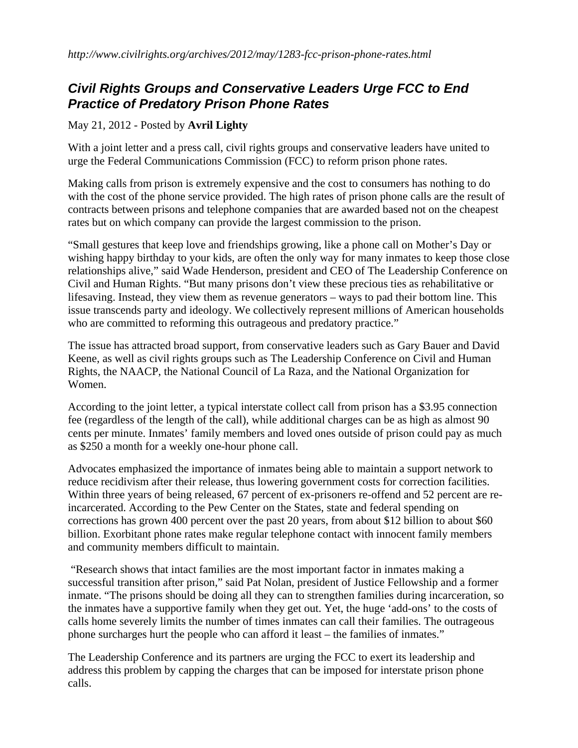*http://www.civilrights.org/archives/2012/may/1283-fcc-prison-phone-rates.html*

## *Civil Rights Groups and Conservative Leaders Urge FCC to End Practice of Predatory Prison Phone Rates*

May 21, 2012 - Posted by **Avril Lighty**

With a joint letter and a press call, civil rights groups and conservative leaders have united to urge the Federal Communications Commission (FCC) to reform prison phone rates.

Making calls from prison is extremely expensive and the cost to consumers has nothing to do with the cost of the phone service provided. The high rates of prison phone calls are the result of contracts between prisons and telephone companies that are awarded based not on the cheapest rates but on which company can provide the largest commission to the prison.

"Small gestures that keep love and friendships growing, like a phone call on Mother's Day or wishing happy birthday to your kids, are often the only way for many inmates to keep those close relationships alive," said Wade Henderson, president and CEO of The Leadership Conference on Civil and Human Rights. "But many prisons don't view these precious ties as rehabilitative or lifesaving. Instead, they view them as revenue generators – ways to pad their bottom line. This issue transcends party and ideology. We collectively represent millions of American households who are committed to reforming this outrageous and predatory practice."

The issue has attracted broad support, from conservative leaders such as Gary Bauer and David Keene, as well as civil rights groups such as The Leadership Conference on Civil and Human Rights, the NAACP, the National Council of La Raza, and the National Organization for Women.

According to the joint letter, a typical interstate collect call from prison has a $3.95 connection fee (regardless of the length of the call), while additional charges can be as high as almost 90 cents per minute. Inmates' family members and loved ones outside of prison could pay as much as $250 a month for a weekly one-hour phone call.

Advocates emphasized the importance of inmates being able to maintain a support network to reduce recidivism after their release, thus lowering government costs for correction facilities. Within three years of being released, 67 percent of ex-prisoners re-offend and 52 percent are re-incarcerated. According to the Pew Center on the States, state and federal spending on corrections has grown 400 percent over the past 20 years, from about $12 billion to about $60 billion. Exorbitant phone rates make regular telephone contact with innocent family members and community members difficult to maintain.

"Research shows that intact families are the most important factor in inmates making a successful transition after prison," said Pat Nolan, president of Justice Fellowship and a former inmate. "The prisons should be doing all they can to strengthen families during incarceration, so the inmates have a supportive family when they get out. Yet, the huge 'add-ons' to the costs of calls home severely limits the number of times inmates can call their families. The outrageous phone surcharges hurt the people who can afford it least – the families of inmates."

The Leadership Conference and its partners are urging the FCC to exert its leadership and address this problem by capping the charges that can be imposed for interstate prison phone calls.